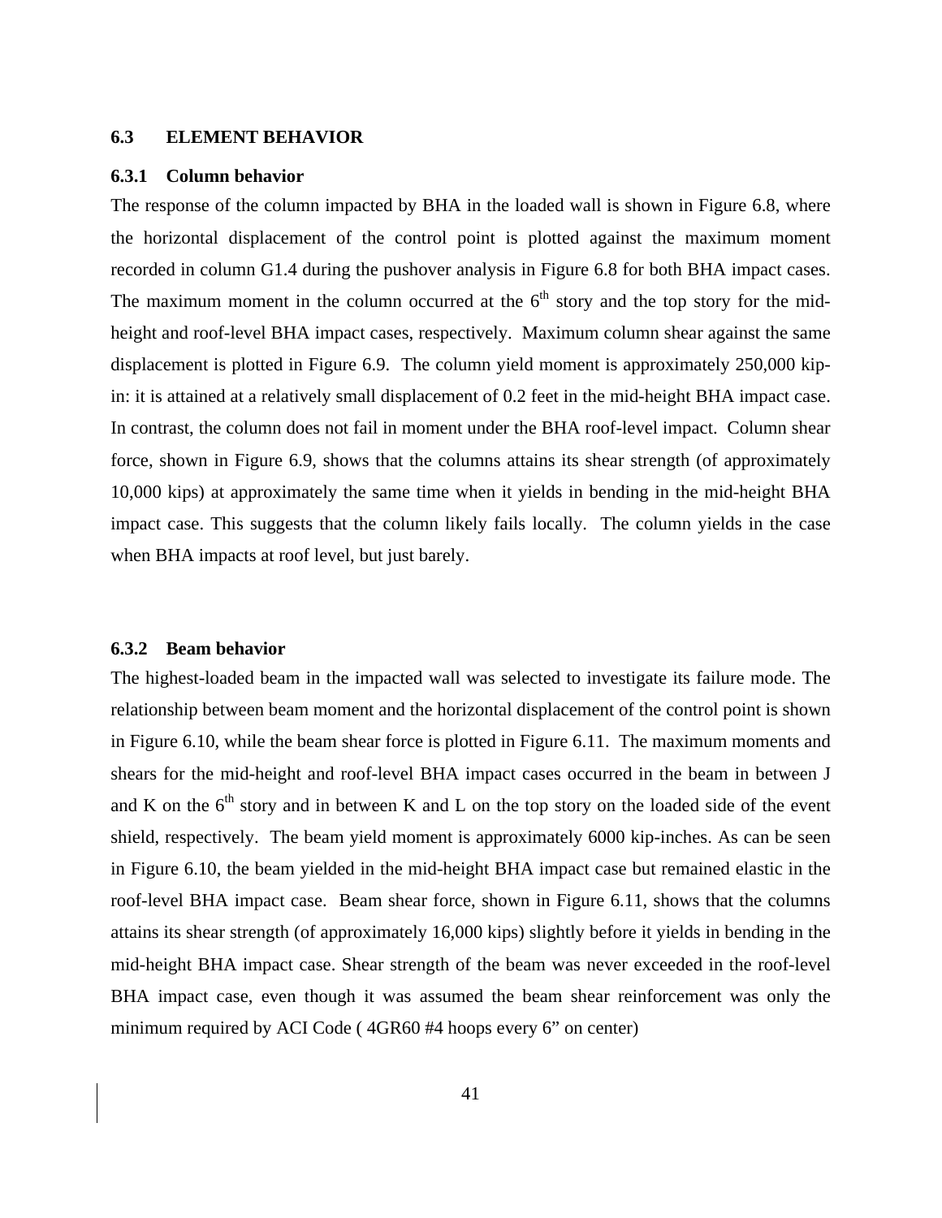### 6.3 ELEMENT BEHAVIOR

#### 6.3.1 Column behavior

The response of the column impacted by BHA in the loaded wall is shown in Figure 6.8, where the horizontal displacement of the control point is plotted against the maximum moment recorded in column G1.4 during the pushover analysis in Figure 6.8 for both BHA impact cases. The maximum moment in the column occurred at the $6^{th}$ story and the top story for the mid-height and roof-level BHA impact cases, respectively. Maximum column shear against the same displacement is plotted in Figure 6.9. The column yield moment is approximately 250,000 kip-in: it is attained at a relatively small displacement of 0.2 feet in the mid-height BHA impact case. In contrast, the column does not fail in moment under the BHA roof-level impact. Column shear force, shown in Figure 6.9, shows that the columns attains its shear strength (of approximately 10,000 kips) at approximately the same time when it yields in bending in the mid-height BHA impact case. This suggests that the column likely fails locally. The column yields in the case when BHA impacts at roof level, but just barely.

#### 6.3.2 Beam behavior

The highest-loaded beam in the impacted wall was selected to investigate its failure mode. The relationship between beam moment and the horizontal displacement of the control point is shown in Figure 6.10, while the beam shear force is plotted in Figure 6.11. The maximum moments and shears for the mid-height and roof-level BHA impact cases occurred in the beam in between J and K on the $6^{th}$ story and in between K and L on the top story on the loaded side of the event shield, respectively. The beam yield moment is approximately 6000 kip-inches. As can be seen in Figure 6.10, the beam yielded in the mid-height BHA impact case but remained elastic in the roof-level BHA impact case. Beam shear force, shown in Figure 6.11, shows that the columns attains its shear strength (of approximately 16,000 kips) slightly before it yields in bending in the mid-height BHA impact case. Shear strength of the beam was never exceeded in the roof-level BHA impact case, even though it was assumed the beam shear reinforcement was only the minimum required by ACI Code ( 4GR60 #4 hoops every 6" on center)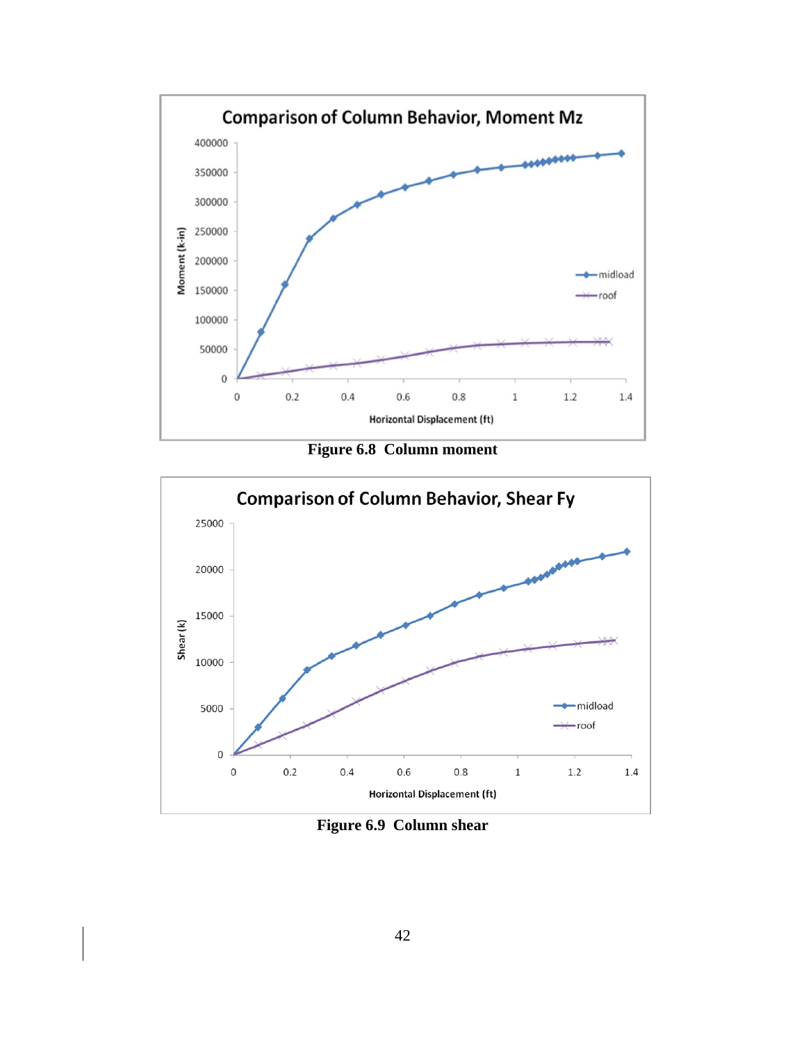Figure 6.8 Column moment

Figure 6.9 Column shear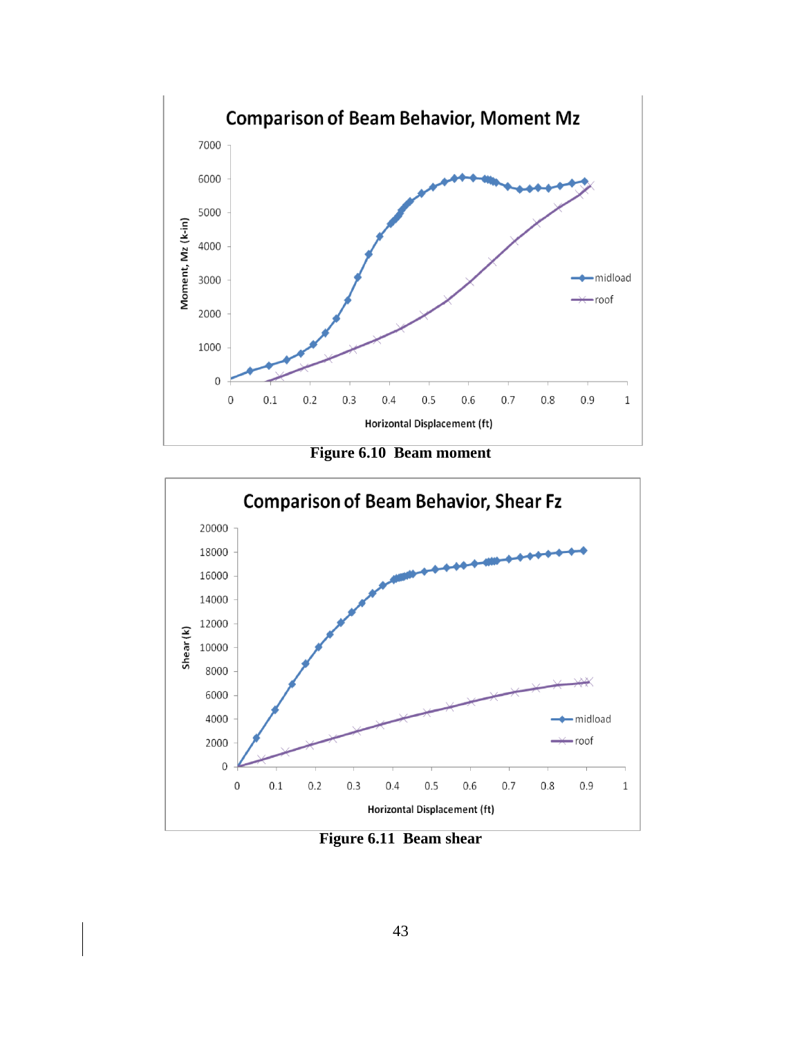Figure 6.10 Beam moment

Figure 6.11 Beam shear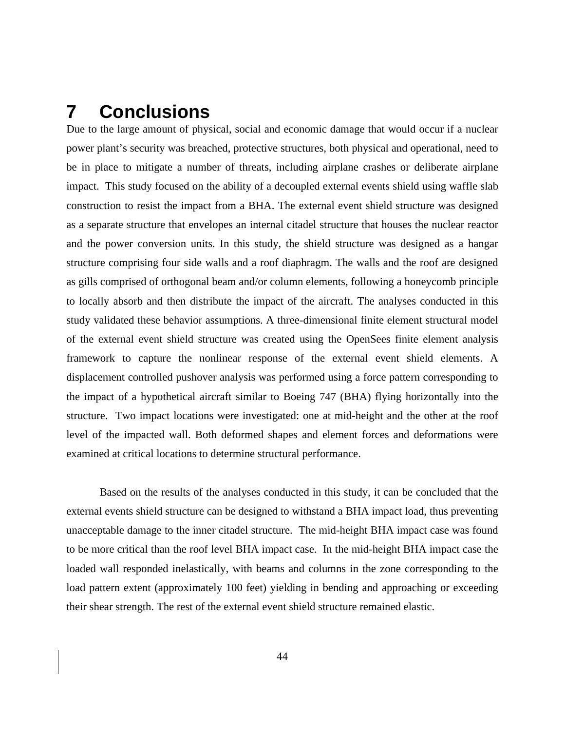# 7 Conclusions

Due to the large amount of physical, social and economic damage that would occur if a nuclear power plant's security was breached, protective structures, both physical and operational, need to be in place to mitigate a number of threats, including airplane crashes or deliberate airplane impact. This study focused on the ability of a decoupled external events shield using waffle slab construction to resist the impact from a BHA. The external event shield structure was designed as a separate structure that envelopes an internal citadel structure that houses the nuclear reactor and the power conversion units. In this study, the shield structure was designed as a hangar structure comprising four side walls and a roof diaphragm. The walls and the roof are designed as gills comprised of orthogonal beam and/or column elements, following a honeycomb principle to locally absorb and then distribute the impact of the aircraft. The analyses conducted in this study validated these behavior assumptions. A three-dimensional finite element structural model of the external event shield structure was created using the OpenSees finite element analysis framework to capture the nonlinear response of the external event shield elements. A displacement controlled pushover analysis was performed using a force pattern corresponding to the impact of a hypothetical aircraft similar to Boeing 747 (BHA) flying horizontally into the structure. Two impact locations were investigated: one at mid-height and the other at the roof level of the impacted wall. Both deformed shapes and element forces and deformations were examined at critical locations to determine structural performance.

Based on the results of the analyses conducted in this study, it can be concluded that the external events shield structure can be designed to withstand a BHA impact load, thus preventing unacceptable damage to the inner citadel structure. The mid-height BHA impact case was found to be more critical than the roof level BHA impact case. In the mid-height BHA impact case the loaded wall responded inelastically, with beams and columns in the zone corresponding to the load pattern extent (approximately 100 feet) yielding in bending and approaching or exceeding their shear strength. The rest of the external event shield structure remained elastic.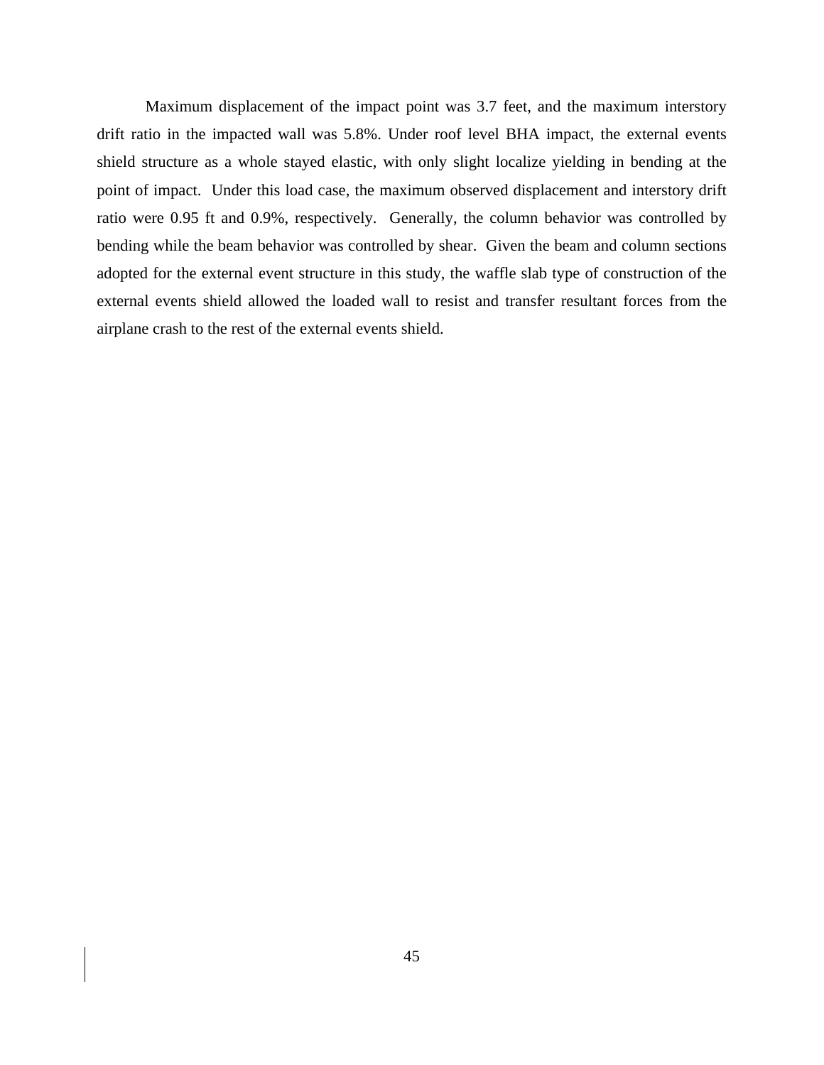Maximum displacement of the impact point was 3.7 feet, and the maximum interstory drift ratio in the impacted wall was 5.8%. Under roof level BHA impact, the external events shield structure as a whole stayed elastic, with only slight localize yielding in bending at the point of impact. Under this load case, the maximum observed displacement and interstory drift ratio were 0.95 ft and 0.9%, respectively. Generally, the column behavior was controlled by bending while the beam behavior was controlled by shear. Given the beam and column sections adopted for the external event structure in this study, the waffle slab type of construction of the external events shield allowed the loaded wall to resist and transfer resultant forces from the airplane crash to the rest of the external events shield.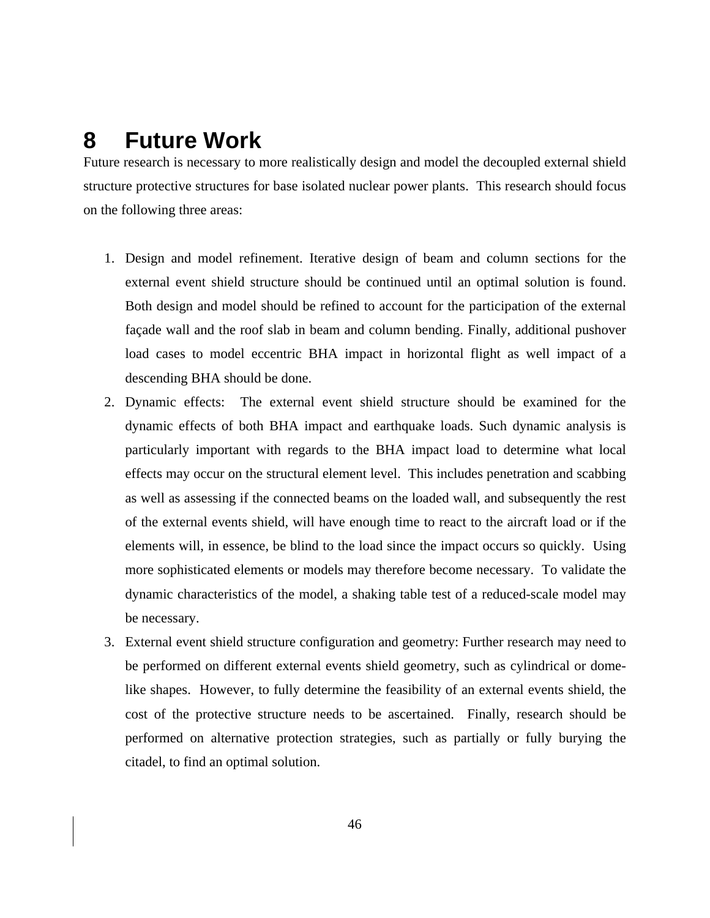# 8 Future Work

Future research is necessary to more realistically design and model the decoupled external shield structure protective structures for base isolated nuclear power plants. This research should focus on the following three areas:

1. Design and model refinement. Iterative design of beam and column sections for the external event shield structure should be continued until an optimal solution is found. Both design and model should be refined to account for the participation of the external façade wall and the roof slab in beam and column bending. Finally, additional pushover load cases to model eccentric BHA impact in horizontal flight as well impact of a descending BHA should be done.
2. Dynamic effects: The external event shield structure should be examined for the dynamic effects of both BHA impact and earthquake loads. Such dynamic analysis is particularly important with regards to the BHA impact load to determine what local effects may occur on the structural element level. This includes penetration and scabbing as well as assessing if the connected beams on the loaded wall, and subsequently the rest of the external events shield, will have enough time to react to the aircraft load or if the elements will, in essence, be blind to the load since the impact occurs so quickly. Using more sophisticated elements or models may therefore become necessary. To validate the dynamic characteristics of the model, a shaking table test of a reduced-scale model may be necessary.
3. External event shield structure configuration and geometry: Further research may need to be performed on different external events shield geometry, such as cylindrical or dome-like shapes. However, to fully determine the feasibility of an external events shield, the cost of the protective structure needs to be ascertained. Finally, research should be performed on alternative protection strategies, such as partially or fully burying the citadel, to find an optimal solution.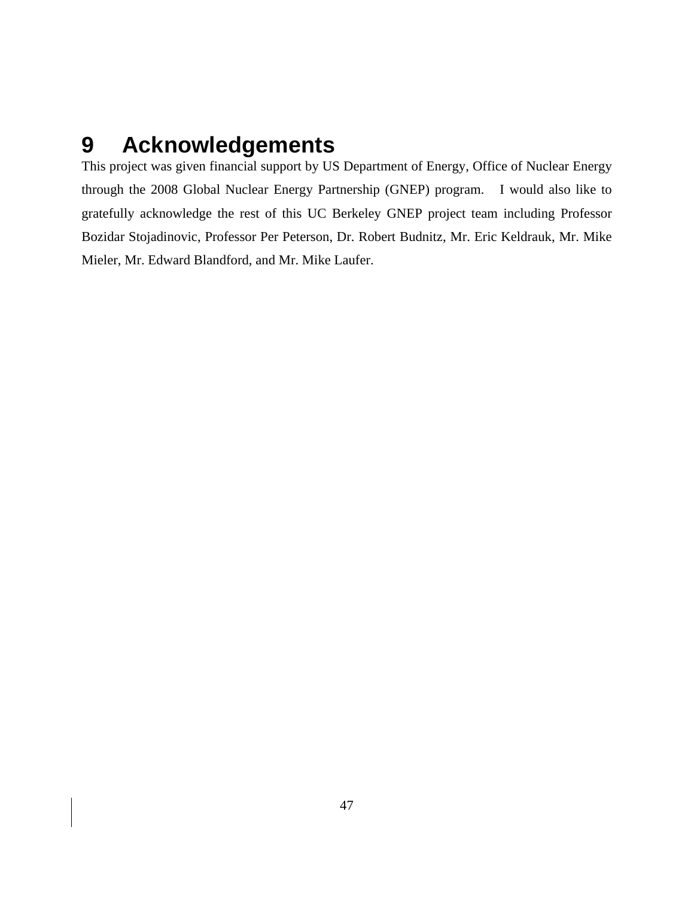# 9 Acknowledgements

This project was given financial support by US Department of Energy, Office of Nuclear Energy through the 2008 Global Nuclear Energy Partnership (GNEP) program. I would also like to gratefully acknowledge the rest of this UC Berkeley GNEP project team including Professor Bozidar Stojadinovic, Professor Per Peterson, Dr. Robert Budnitz, Mr. Eric Keldrauk, Mr. Mike Mieler, Mr. Edward Blandford, and Mr. Mike Laufer.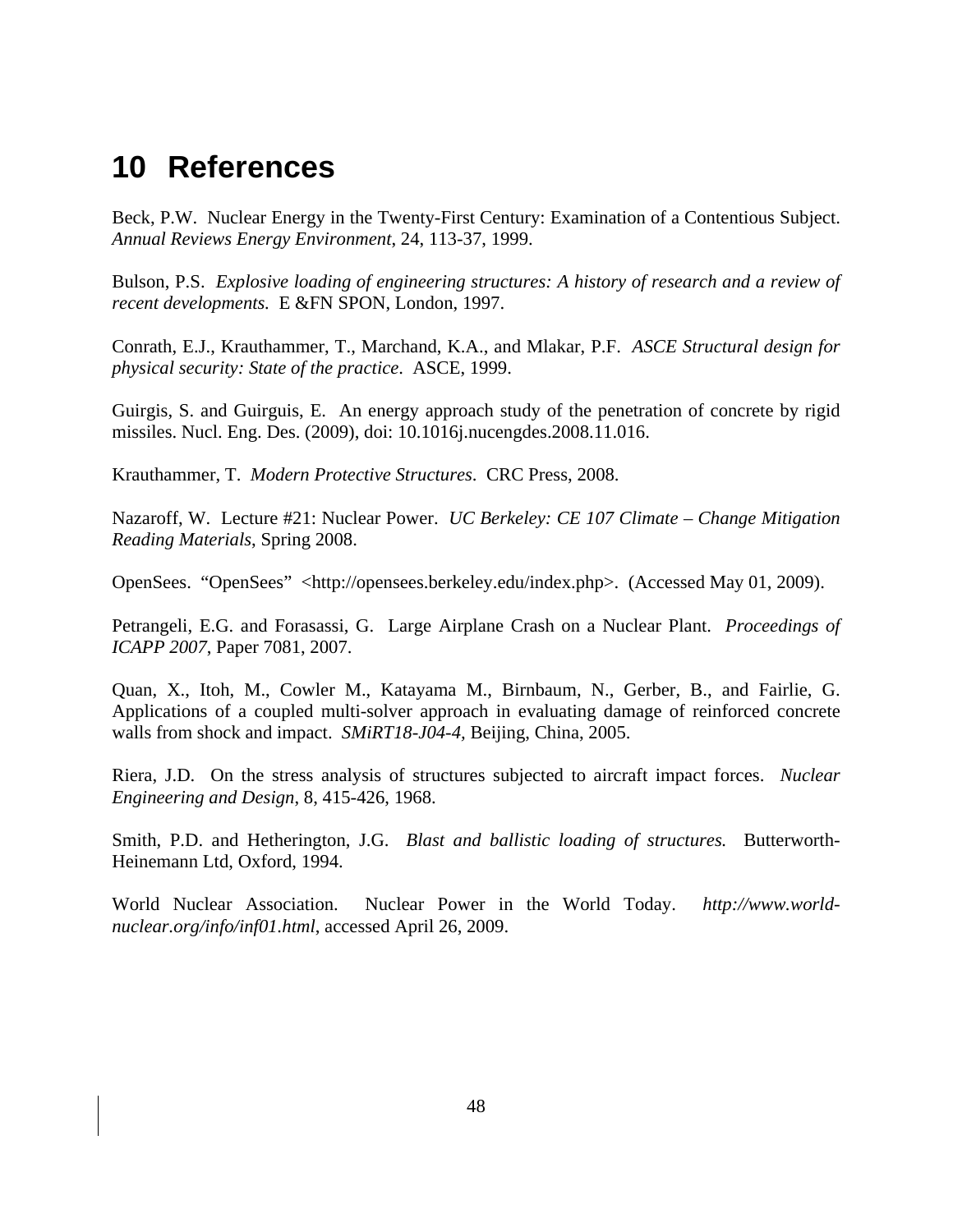# 10 References

Beck, P.W. Nuclear Energy in the Twenty-First Century: Examination of a Contentious Subject. *Annual Reviews Energy Environment*, 24, 113-37, 1999.

Bulson, P.S. *Explosive loading of engineering structures: A history of research and a review of recent developments.* E &FN SPON, London, 1997.

Conrath, E.J., Krauthammer, T., Marchand, K.A., and Mlakar, P.F. *ASCE Structural design for physical security: State of the practice*. ASCE, 1999.

Guirgis, S. and Guirguis, E. An energy approach study of the penetration of concrete by rigid missiles. Nucl. Eng. Des. (2009), doi: 10.1016j.nucengdes.2008.11.016.

Krauthammer, T. *Modern Protective Structures*. CRC Press, 2008.

Nazaroff, W. Lecture #21: Nuclear Power. *UC Berkeley: CE 107 Climate – Change Mitigation Reading Materials*, Spring 2008.

OpenSees. "OpenSees" <http://opensees.berkeley.edu/index.php>. (Accessed May 01, 2009).

Petrangeli, E.G. and Forasassi, G. Large Airplane Crash on a Nuclear Plant. *Proceedings of ICAPP 2007*, Paper 7081, 2007.

Quan, X., Itoh, M., Cowler M., Katayama M., Birnbaum, N., Gerber, B., and Fairlie, G. Applications of a coupled multi-solver approach in evaluating damage of reinforced concrete walls from shock and impact. *SMiRT18-J04-4,* Beijing, China, 2005.

Riera, J.D. On the stress analysis of structures subjected to aircraft impact forces. *Nuclear Engineering and Design*, 8, 415-426, 1968.

Smith, P.D. and Hetherington, J.G. *Blast and ballistic loading of structures.* Butterworth-Heinemann Ltd, Oxford, 1994.

World Nuclear Association. Nuclear Power in the World Today. *http://www.world-nuclear.org/info/inf01.html*, accessed April 26, 2009.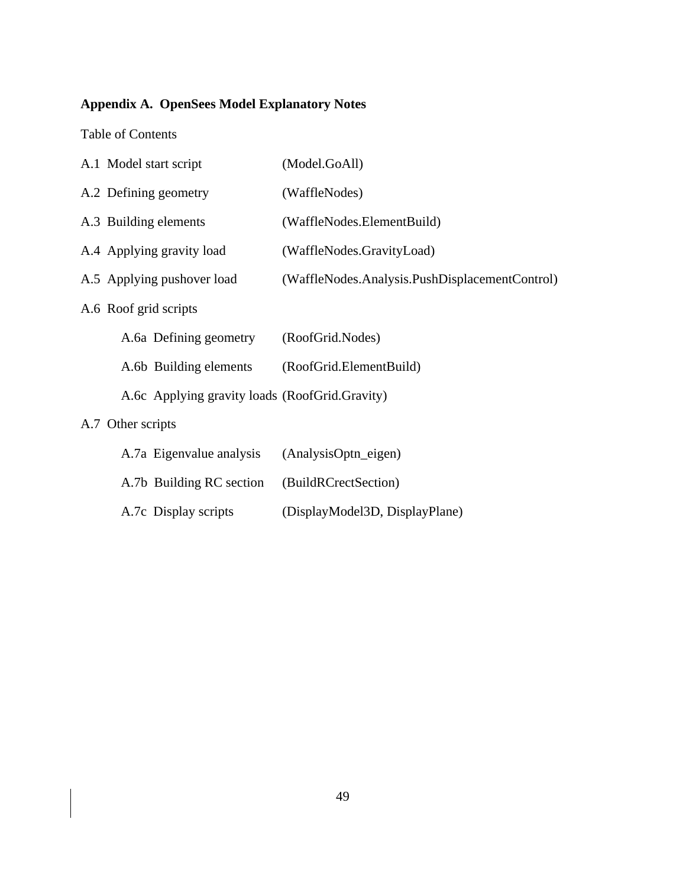## Appendix A. OpenSees Model Explanatory Notes

Table of Contents

| | |
|---|---|
| A.1 Model start script | (Model.GoAll) |
| A.2 Defining geometry | (WaffleNodes) |
| A.3 Building elements | (WaffleNodes.ElementBuild) |
| A.4 Applying gravity load | (WaffleNodes.GravityLoad) |
| A.5 Applying pushover load | (WaffleNodes.Analysis.PushDisplacementControl) |
| A.6 Roof grid scripts | |
| &nbsp;&nbsp;&nbsp;&nbsp;A.6a Defining geometry | (RoofGrid.Nodes) |
| &nbsp;&nbsp;&nbsp;&nbsp;A.6b Building elements | (RoofGrid.ElementBuild) |
| &nbsp;&nbsp;&nbsp;&nbsp;A.6c Applying gravity loads | (RoofGrid.Gravity) |
| A.7 Other scripts | |
| &nbsp;&nbsp;&nbsp;&nbsp;A.7a Eigenvalue analysis | (AnalysisOptn_eigen) |
| &nbsp;&nbsp;&nbsp;&nbsp;A.7b Building RC section | (BuildRCrectSection) |
| &nbsp;&nbsp;&nbsp;&nbsp;A.7c Display scripts | (DisplayModel3D, DisplayPlane) |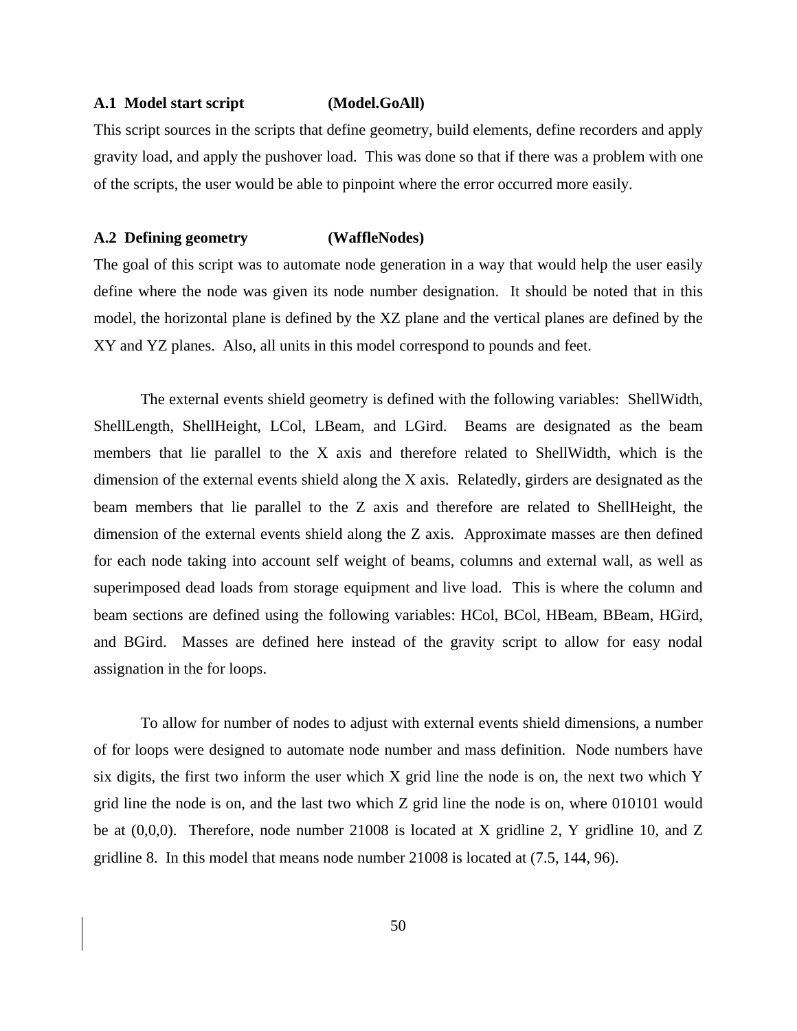### A.1 Model start script (Model.GoAll)

This script sources in the scripts that define geometry, build elements, define recorders and apply gravity load, and apply the pushover load. This was done so that if there was a problem with one of the scripts, the user would be able to pinpoint where the error occurred more easily.

### A.2 Defining geometry (WaffleNodes)

The goal of this script was to automate node generation in a way that would help the user easily define where the node was given its node number designation. It should be noted that in this model, the horizontal plane is defined by the XZ plane and the vertical planes are defined by the XY and YZ planes. Also, all units in this model correspond to pounds and feet.

The external events shield geometry is defined with the following variables: ShellWidth, ShellLength, ShellHeight, LCol, LBeam, and LGird. Beams are designated as the beam members that lie parallel to the X axis and therefore related to ShellWidth, which is the dimension of the external events shield along the X axis. Relatedly, girders are designated as the beam members that lie parallel to the Z axis and therefore are related to ShellHeight, the dimension of the external events shield along the Z axis. Approximate masses are then defined for each node taking into account self weight of beams, columns and external wall, as well as superimposed dead loads from storage equipment and live load. This is where the column and beam sections are defined using the following variables: HCol, BCol, HBeam, BBeam, HGird, and BGird. Masses are defined here instead of the gravity script to allow for easy nodal assignation in the for loops.

To allow for number of nodes to adjust with external events shield dimensions, a number of for loops were designed to automate node number and mass definition. Node numbers have six digits, the first two inform the user which X grid line the node is on, the next two which Y grid line the node is on, and the last two which Z grid line the node is on, where 010101 would be at (0,0,0). Therefore, node number 21008 is located at X gridline 2, Y gridline 10, and Z gridline 8. In this model that means node number 21008 is located at (7.5, 144, 96).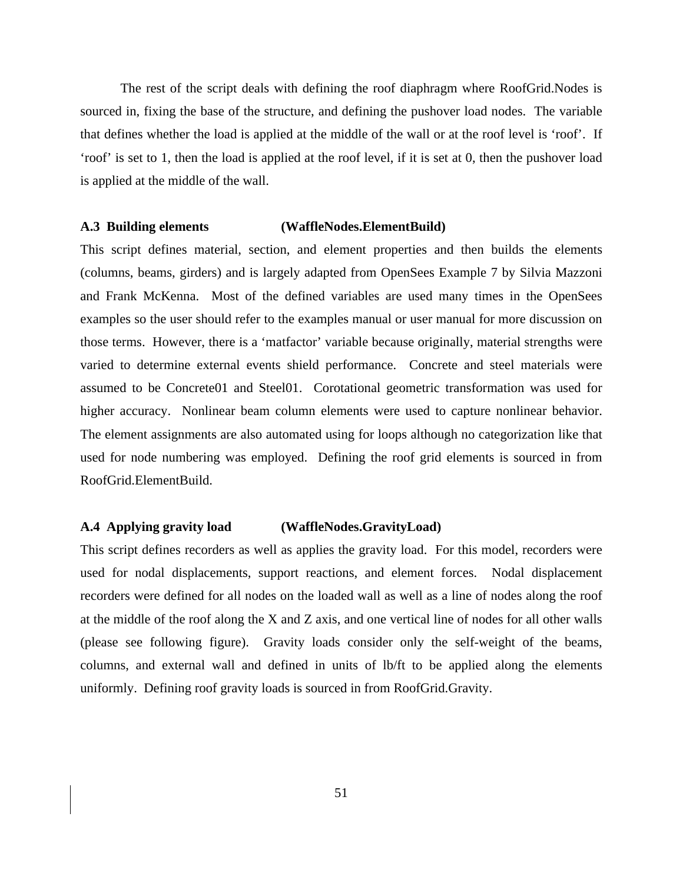The rest of the script deals with defining the roof diaphragm where RoofGrid.Nodes is sourced in, fixing the base of the structure, and defining the pushover load nodes. The variable that defines whether the load is applied at the middle of the wall or at the roof level is 'roof'. If 'roof' is set to 1, then the load is applied at the roof level, if it is set at 0, then the pushover load is applied at the middle of the wall.

### A.3 Building elements (WaffleNodes.ElementBuild)

This script defines material, section, and element properties and then builds the elements (columns, beams, girders) and is largely adapted from OpenSees Example 7 by Silvia Mazzoni and Frank McKenna. Most of the defined variables are used many times in the OpenSees examples so the user should refer to the examples manual or user manual for more discussion on those terms. However, there is a 'matfactor' variable because originally, material strengths were varied to determine external events shield performance. Concrete and steel materials were assumed to be Concrete01 and Steel01. Corotational geometric transformation was used for higher accuracy. Nonlinear beam column elements were used to capture nonlinear behavior. The element assignments are also automated using for loops although no categorization like that used for node numbering was employed. Defining the roof grid elements is sourced in from RoofGrid.ElementBuild.

### A.4 Applying gravity load (WaffleNodes.GravityLoad)

This script defines recorders as well as applies the gravity load. For this model, recorders were used for nodal displacements, support reactions, and element forces. Nodal displacement recorders were defined for all nodes on the loaded wall as well as a line of nodes along the roof at the middle of the roof along the X and Z axis, and one vertical line of nodes for all other walls (please see following figure). Gravity loads consider only the self-weight of the beams, columns, and external wall and defined in units of lb/ft to be applied along the elements uniformly. Defining roof gravity loads is sourced in from RoofGrid.Gravity.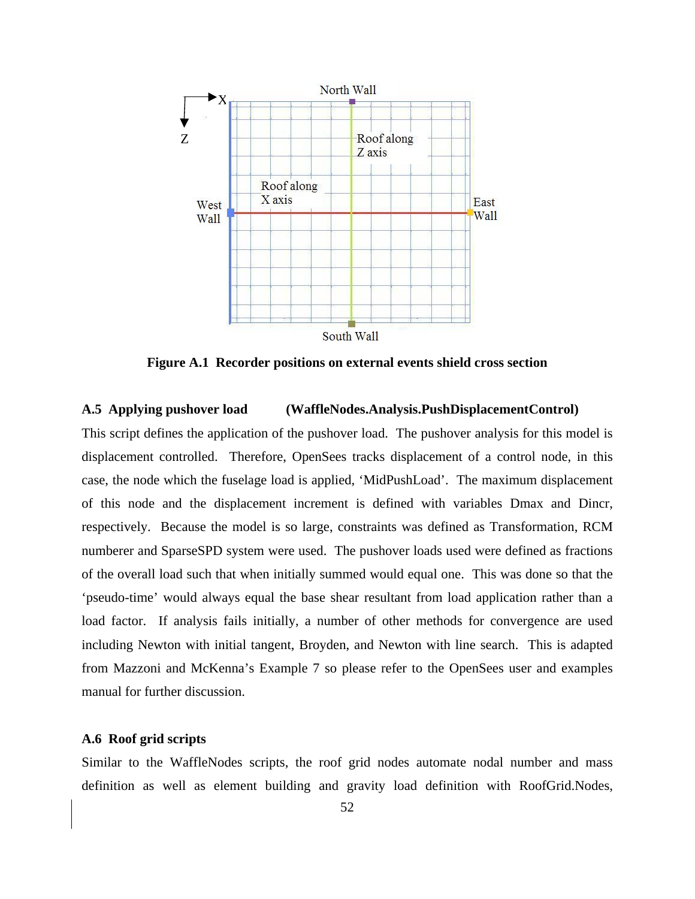Figure A.1 Recorder positions on external events shield cross section

### A.5 Applying pushover load (WaffleNodes.Analysis.PushDisplacementControl)

This script defines the application of the pushover load. The pushover analysis for this model is displacement controlled. Therefore, OpenSees tracks displacement of a control node, in this case, the node which the fuselage load is applied, 'MidPushLoad'. The maximum displacement of this node and the displacement increment is defined with variables Dmax and Dincr, respectively. Because the model is so large, constraints was defined as Transformation, RCM numberer and SparseSPD system were used. The pushover loads used were defined as fractions of the overall load such that when initially summed would equal one. This was done so that the 'pseudo-time' would always equal the base shear resultant from load application rather than a load factor. If analysis fails initially, a number of other methods for convergence are used including Newton with initial tangent, Broyden, and Newton with line search. This is adapted from Mazzoni and McKenna's Example 7 so please refer to the OpenSees user and examples manual for further discussion.

### A.6 Roof grid scripts

Similar to the WaffleNodes scripts, the roof grid nodes automate nodal number and mass definition as well as element building and gravity load definition with RoofGrid.Nodes,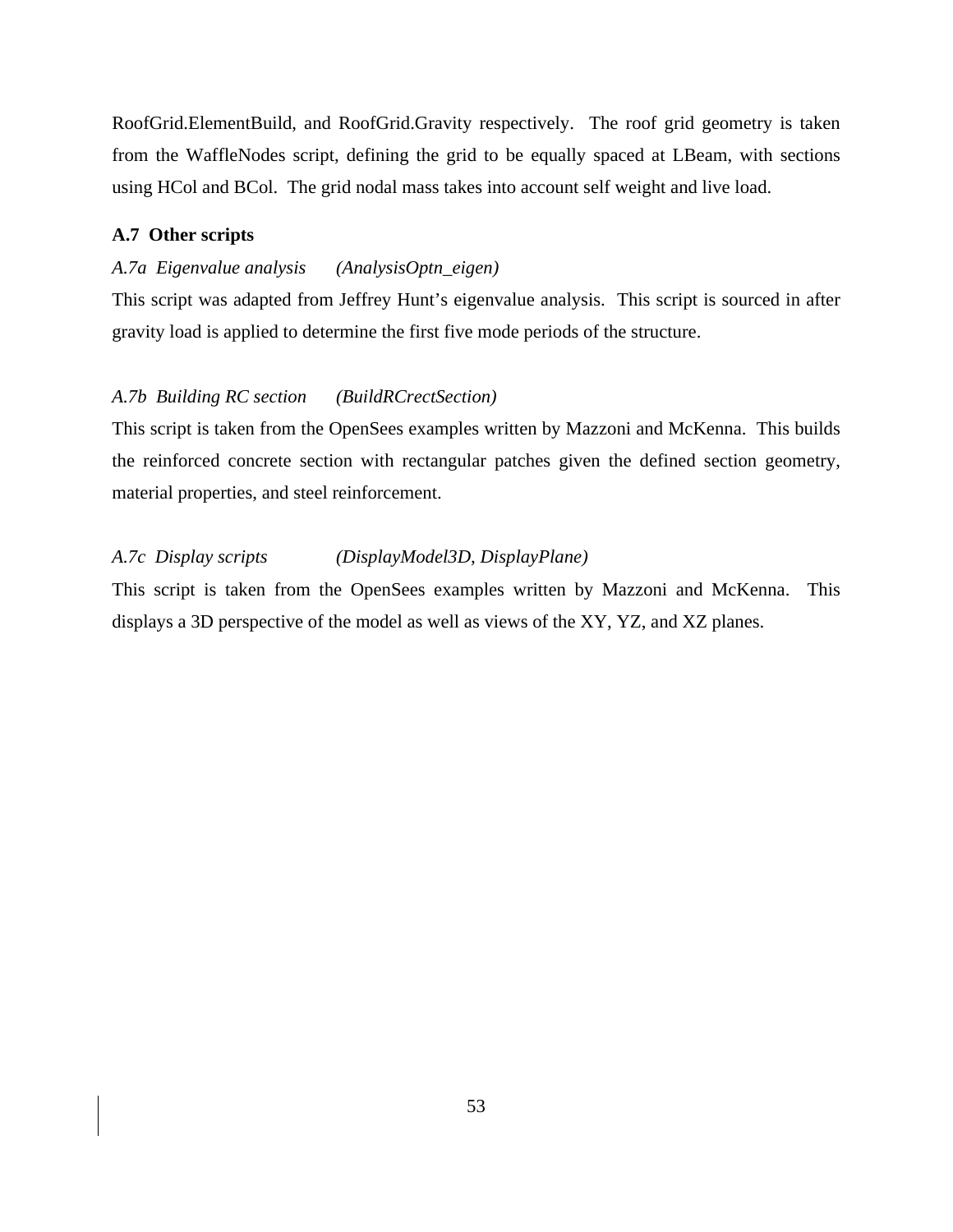RoofGrid.ElementBuild, and RoofGrid.Gravity respectively. The roof grid geometry is taken from the WaffleNodes script, defining the grid to be equally spaced at LBeam, with sections using HCol and BCol. The grid nodal mass takes into account self weight and live load.

### A.7 Other scripts

*A.7a Eigenvalue analysis (AnalysisOptn_eigen)*

This script was adapted from Jeffrey Hunt's eigenvalue analysis. This script is sourced in after gravity load is applied to determine the first five mode periods of the structure.

*A.7b Building RC section (BuildRCrectSection)*

This script is taken from the OpenSees examples written by Mazzoni and McKenna. This builds the reinforced concrete section with rectangular patches given the defined section geometry, material properties, and steel reinforcement.

*A.7c Display scripts (DisplayModel3D, DisplayPlane)*

This script is taken from the OpenSees examples written by Mazzoni and McKenna. This displays a 3D perspective of the model as well as views of the XY, YZ, and XZ planes.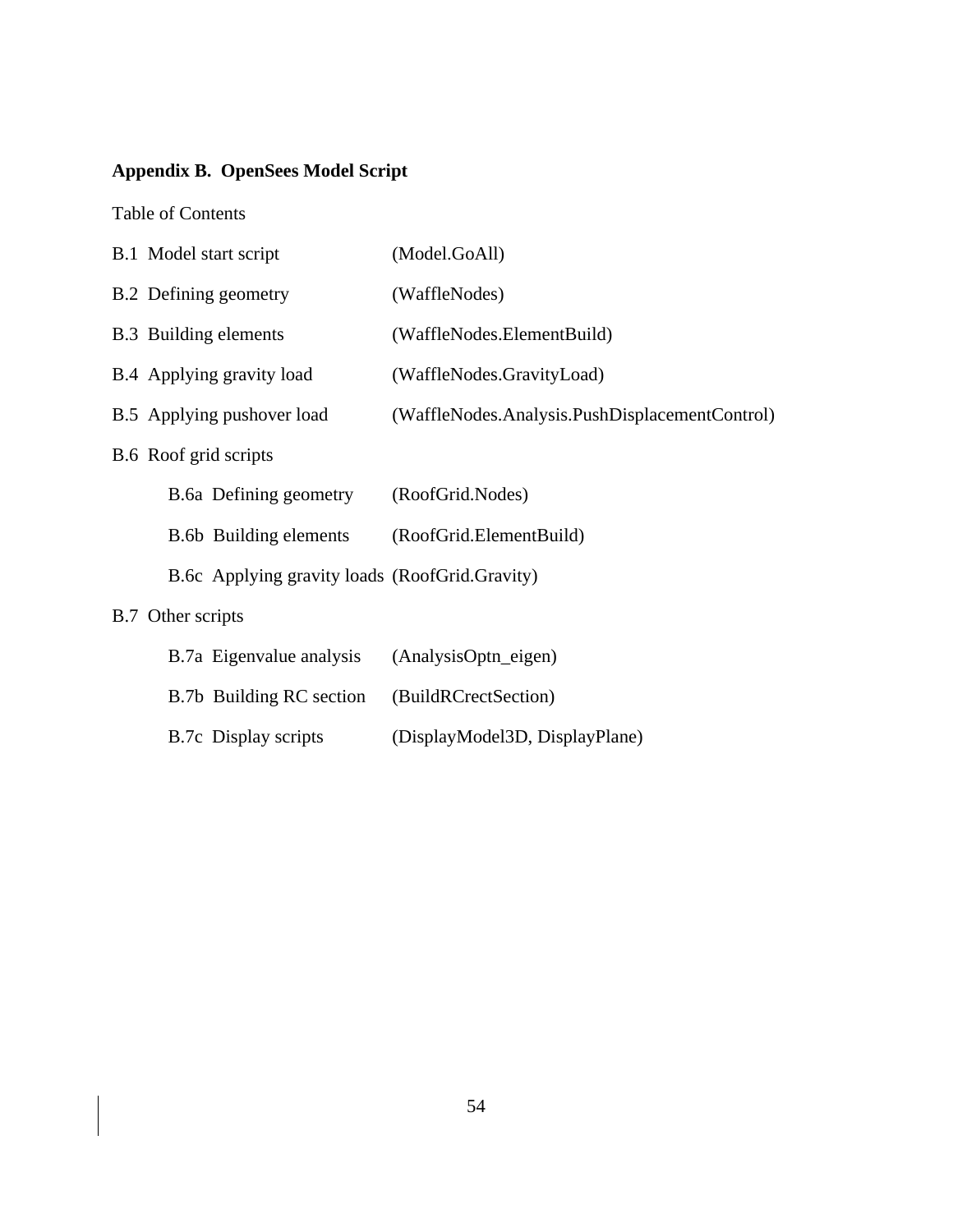## Appendix B. OpenSees Model Script

Table of Contents

| | |
|---|---|
| B.1 Model start script | (Model.GoAll) |
| B.2 Defining geometry | (WaffleNodes) |
| B.3 Building elements | (WaffleNodes.ElementBuild) |
| B.4 Applying gravity load | (WaffleNodes.GravityLoad) |
| B.5 Applying pushover load | (WaffleNodes.Analysis.PushDisplacementControl) |
| B.6 Roof grid scripts | |
| B.6a Defining geometry | (RoofGrid.Nodes) |
| B.6b Building elements | (RoofGrid.ElementBuild) |
| B.6c Applying gravity loads | (RoofGrid.Gravity) |
| B.7 Other scripts | |
| B.7a Eigenvalue analysis | (AnalysisOptn_eigen) |
| B.7b Building RC section | (BuildRCrectSection) |
| B.7c Display scripts | (DisplayModel3D, DisplayPlane) |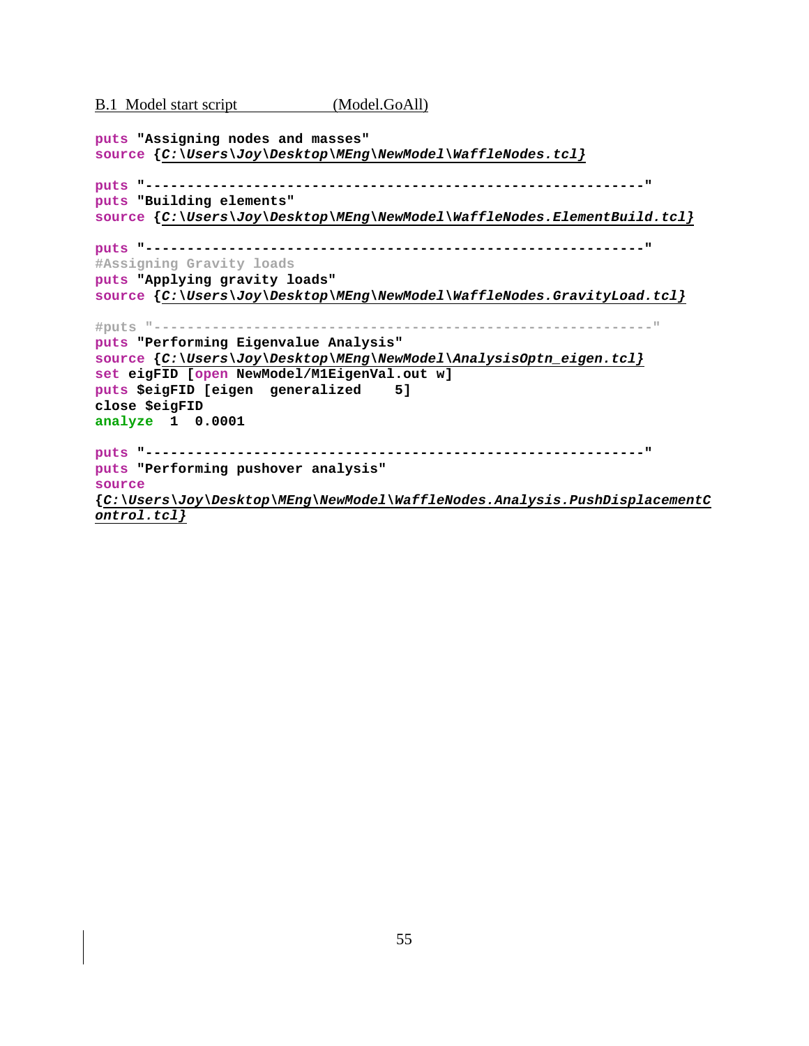B.1 Model start script (Model.GoAll)

```
puts "Assigning nodes and masses"
source {C:\Users\Joy\Desktop\MEng\NewModel\WaffleNodes.tcl}

puts "------------------------------------------------------------"
puts "Building elements"
source {C:\Users\Joy\Desktop\MEng\NewModel\WaffleNodes.ElementBuild.tcl}

puts "------------------------------------------------------------"
#Assigning Gravity loads
puts "Applying gravity loads"
source {C:\Users\Joy\Desktop\MEng\NewModel\WaffleNodes.GravityLoad.tcl}

#puts "------------------------------------------------------------"
puts "Performing Eigenvalue Analysis"
source {C:\Users\Joy\Desktop\MEng\NewModel\AnalysisOptn_eigen.tcl}
set eigFID [open NewModel/M1EigenVal.out w]
puts $eigFID [eigen  generalized    5]
close $eigFID
analyze  1  0.0001

puts "------------------------------------------------------------"
puts "Performing pushover analysis"
source
{C:\Users\Joy\Desktop\MEng\NewModel\WaffleNodes.Analysis.PushDisplacementControl.tcl}
```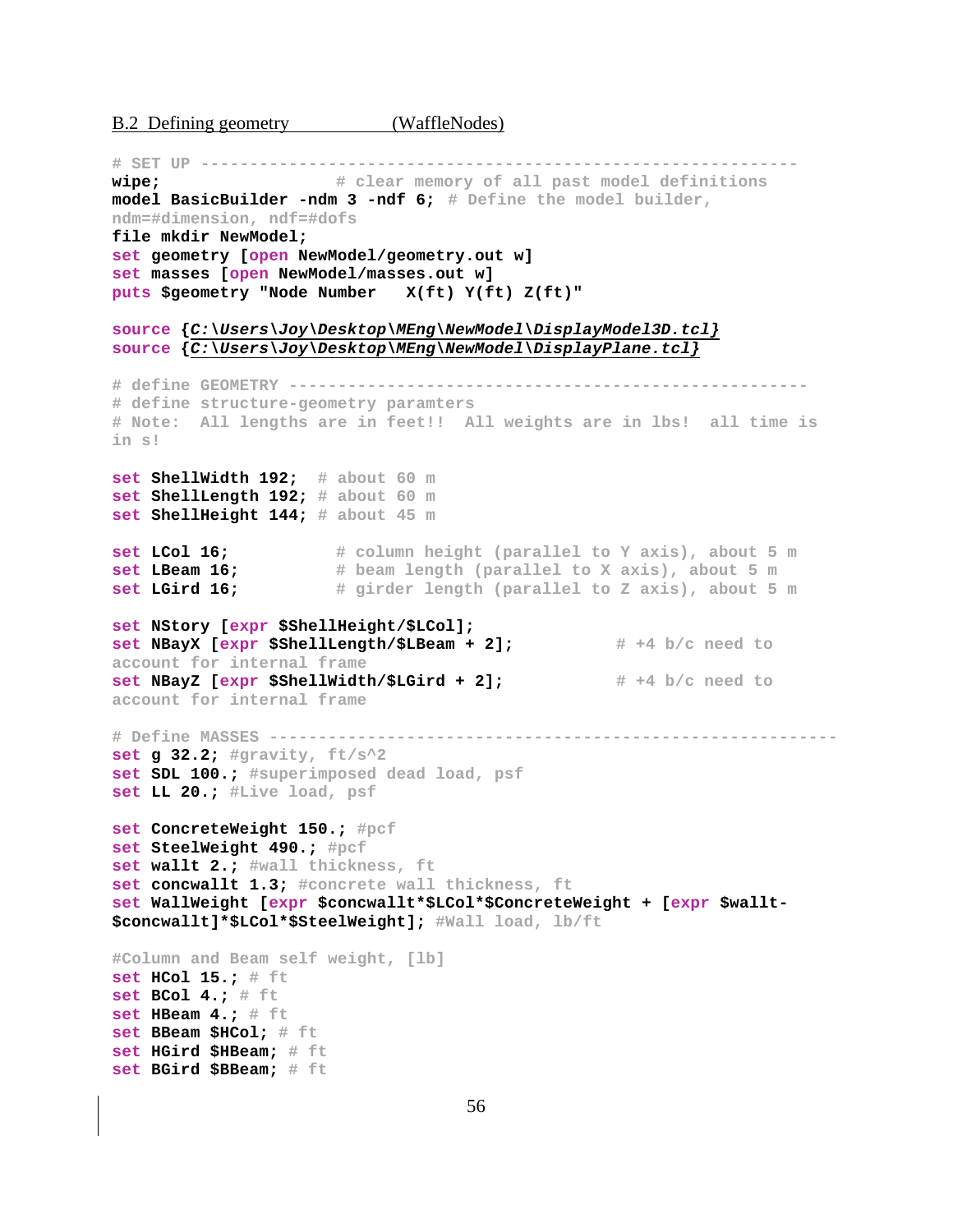B.2 Defining geometry (WaffleNodes)

```
# SET UP -------------------------------------------------------------
wipe;                  # clear memory of all past model definitions
model BasicBuilder -ndm 3 -ndf 6; # Define the model builder, 
ndm=#dimension, ndf=#dofs
file mkdir NewModel;
set geometry [open NewModel/geometry.out w]
set masses [open NewModel/masses.out w]
puts $geometry "Node Number   X(ft) Y(ft) Z(ft)"

source {C:\Users\Joy\Desktop\MEng\NewModel\DisplayModel3D.tcl}
source {C:\Users\Joy\Desktop\MEng\NewModel\DisplayPlane.tcl}

# define GEOMETRY ----------------------------------------------------
# define structure-geometry paramters
# Note:  All lengths are in feet!!  All weights are in lbs!  all time is 
in s!

set ShellWidth 192;  # about 60 m
set ShellLength 192; # about 60 m
set ShellHeight 144; # about 45 m

set LCol 16;           # column height (parallel to Y axis), about 5 m
set LBeam 16;          # beam length (parallel to X axis), about 5 m
set LGird 16;          # girder length (parallel to Z axis), about 5 m

set NStory [expr $ShellHeight/$LCol];
set NBayX [expr $ShellLength/$LBeam + 2];          # +4 b/c need to 
account for internal frame
set NBayZ [expr $ShellWidth/$LGird + 2];           # +4 b/c need to 
account for internal frame

# Define MASSES ------------------------------------------------------
set g 32.2; #gravity, ft/s^2
set SDL 100.; #superimposed dead load, psf
set LL 20.; #Live load, psf

set ConcreteWeight 150.; #pcf
set SteelWeight 490.; #pcf
set wallt 2.; #wall thickness, ft
set concwallt 1.3; #concrete wall thickness, ft
set WallWeight [expr $concwallt*$LCol*$ConcreteWeight + [expr $wallt-
$concwallt]*$LCol*$SteelWeight]; #Wall load, lb/ft

#Column and Beam self weight, [lb]
set HCol 15.; # ft
set BCol 4.; # ft
set HBeam 4.; # ft
set BBeam $HCol; # ft
set HGird $HBeam; # ft
set BGird $BBeam; # ft
```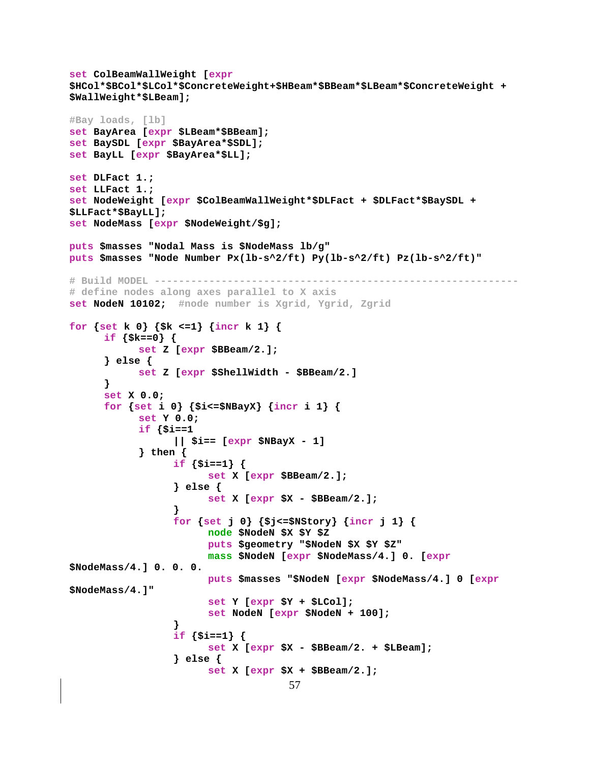```
set ColBeamWallWeight [expr
$HCol*$BCol*$LCol*$ConcreteWeight+$HBeam*$BBeam*$LBeam*$ConcreteWeight +
$WallWeight*$LBeam];

#Bay loads, [lb]
set BayArea [expr $LBeam*$BBeam];
set BaySDL [expr $BayArea*$SDL];
set BayLL [expr $BayArea*$LL];

set DLFact 1.;
set LLFact 1.;
set NodeWeight [expr $ColBeamWallWeight*$DLFact + $DLFact*$BaySDL +
$LLFact*$BayLL];
set NodeMass [expr $NodeWeight/$g];

puts $masses "Nodal Mass is $NodeMass lb/g"
puts $masses "Node Number Px(lb-s^2/ft) Py(lb-s^2/ft) Pz(lb-s^2/ft)"

# Build MODEL ----------------------------------------------------------
# define nodes along axes parallel to X axis
set NodeN 10102;  #node number is Xgrid, Ygrid, Zgrid

for {set k 0} {$k <=1} {incr k 1} {
      if {$k==0} {
            set Z [expr $BBeam/2.];
      } else {
            set Z [expr $ShellWidth - $BBeam/2.]
      }
      set X 0.0;
      for {set i 0} {$i<=$NBayX} {incr i 1} {
            set Y 0.0;
            if {$i==1
                  || $i== [expr $NBayX - 1]
            } then {
                  if {$i==1} {
                        set X [expr $BBeam/2.];
                  } else {
                        set X [expr $X - $BBeam/2.];
                  }
                  for {set j 0} {$j<=$NStory} {incr j 1} {
                        node $NodeN $X $Y $Z
                        puts $geometry "$NodeN $X $Y $Z"
                        mass $NodeN [expr $NodeMass/4.] 0. [expr
$NodeMass/4.] 0. 0. 0.
                        puts $masses "$NodeN [expr $NodeMass/4.] 0 [expr
$NodeMass/4.]"
                        set Y [expr $Y + $LCol];
                        set NodeN [expr $NodeN + 100];
                  }
                  if {$i==1} {
                        set X [expr $X - $BBeam/2. + $LBeam];
                  } else {
                        set X [expr $X + $BBeam/2.];
```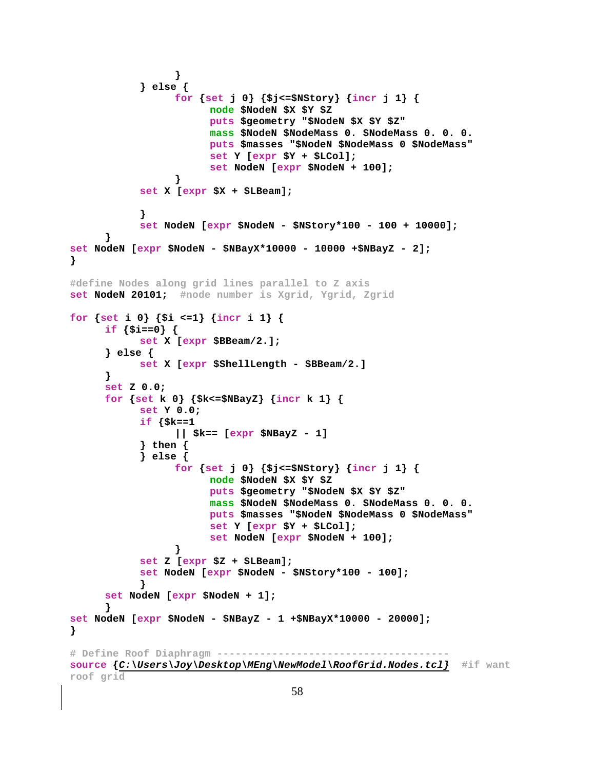```
                }
            } else {
                for {set j 0} {$j<=$NStory} {incr j 1} {
                    node $NodeN $X $Y $Z
                    puts $geometry "$NodeN $X $Y $Z"
                    mass $NodeN $NodeMass 0. $NodeMass 0. 0. 0.
                    puts $masses "$NodeN $NodeMass 0 $NodeMass"
                    set Y [expr $Y + $LCol];
                    set NodeN [expr $NodeN + 100];
                }
            set X [expr $X + $LBeam];

            }
            set NodeN [expr $NodeN - $NStory*100 - 100 + 10000];
        }
set NodeN [expr $NodeN - $NBayX*10000 - 10000 +$NBayZ - 2];
}

#define Nodes along grid lines parallel to Z axis
set NodeN 20101;  #node number is Xgrid, Ygrid, Zgrid

for {set i 0} {$i <=1} {incr i 1} {
    if {$i==0} {
        set X [expr $BBeam/2.];
    } else {
        set X [expr $ShellLength - $BBeam/2.]
    }
    set Z 0.0;
    for {set k 0} {$k<=$NBayZ} {incr k 1} {
        set Y 0.0;
        if {$k==1
            || $k== [expr $NBayZ - 1]
        } then {
        } else {
            for {set j 0} {$j<=$NStory} {incr j 1} {
                node $NodeN $X $Y $Z
                puts $geometry "$NodeN $X $Y $Z"
                mass $NodeN $NodeMass 0. $NodeMass 0. 0. 0.
                puts $masses "$NodeN $NodeMass 0 $NodeMass"
                set Y [expr $Y + $LCol];
                set NodeN [expr $NodeN + 100];
            }
        set Z [expr $Z + $LBeam];
        set NodeN [expr $NodeN - $NStory*100 - 100];
        }
    set NodeN [expr $NodeN + 1];
    }
set NodeN [expr $NodeN - $NBayZ - 1 +$NBayX*10000 - 20000];
}

# Define Roof Diaphragm -------------------------------------
source {C:\Users\Joy\Desktop\MEng\NewModel\RoofGrid.Nodes.tcl}  #if want
roof grid
```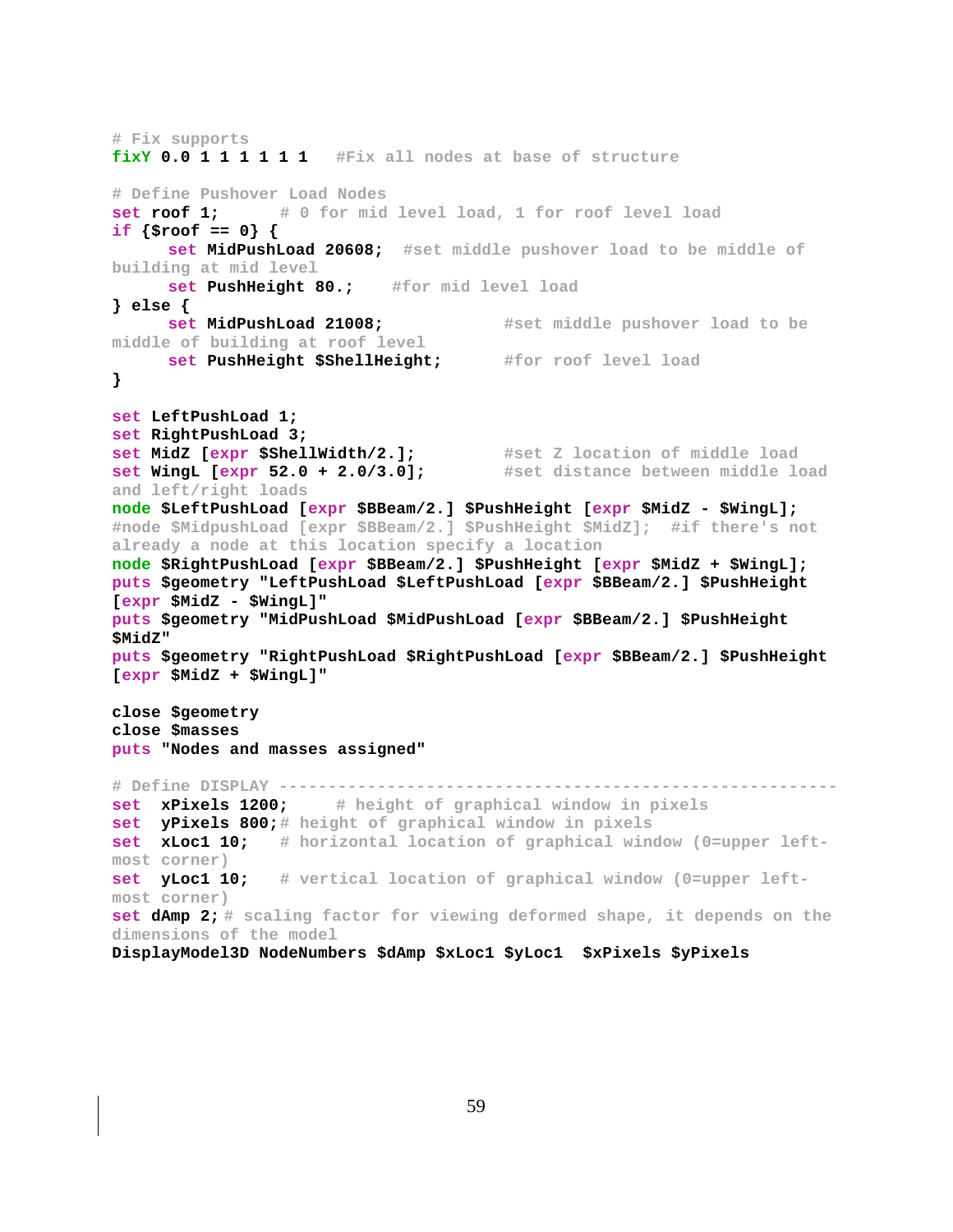```
# Fix supports
fixY 0.0 1 1 1 1 1 1   #Fix all nodes at base of structure

# Define Pushover Load Nodes
set roof 1;       # 0 for mid level load, 1 for roof level load
if {$roof == 0} {
      set MidPushLoad 20608;  #set middle pushover load to be middle of building at mid level
      set PushHeight 80.;    #for mid level load
} else {
      set MidPushLoad 21008;            #set middle pushover load to be middle of building at roof level
      set PushHeight $ShellHeight;      #for roof level load
}

set LeftPushLoad 1;
set RightPushLoad 3;
set MidZ [expr $ShellWidth/2.];         #set Z location of middle load
set WingL [expr 52.0 + 2.0/3.0];        #set distance between middle load and left/right loads
node $LeftPushLoad [expr $BBeam/2.] $PushHeight [expr $MidZ - $WingL];
#node $MidpushLoad [expr $BBeam/2.] $PushHeight $MidZ];  #if there's not already a node at this location specify a location
node $RightPushLoad [expr $BBeam/2.] $PushHeight [expr $MidZ + $WingL];
puts $geometry "LeftPushLoad $LeftPushLoad [expr $BBeam/2.] $PushHeight [expr $MidZ - $WingL]"
puts $geometry "MidPushLoad $MidPushLoad [expr $BBeam/2.] $PushHeight $MidZ"
puts $geometry "RightPushLoad $RightPushLoad [expr $BBeam/2.] $PushHeight [expr $MidZ + $WingL]"

close $geometry
close $masses
puts "Nodes and masses assigned"

# Define DISPLAY -------------------------------------------------------------
set  xPixels 1200;     # height of graphical window in pixels
set  yPixels 800;# height of graphical window in pixels
set  xLoc1 10;    # horizontal location of graphical window (0=upper left-most corner)
set  yLoc1 10;    # vertical location of graphical window (0=upper left-most corner)
set dAmp 2;# scaling factor for viewing deformed shape, it depends on the dimensions of the model
DisplayModel3D NodeNumbers $dAmp $xLoc1 $yLoc1  $xPixels $yPixels
```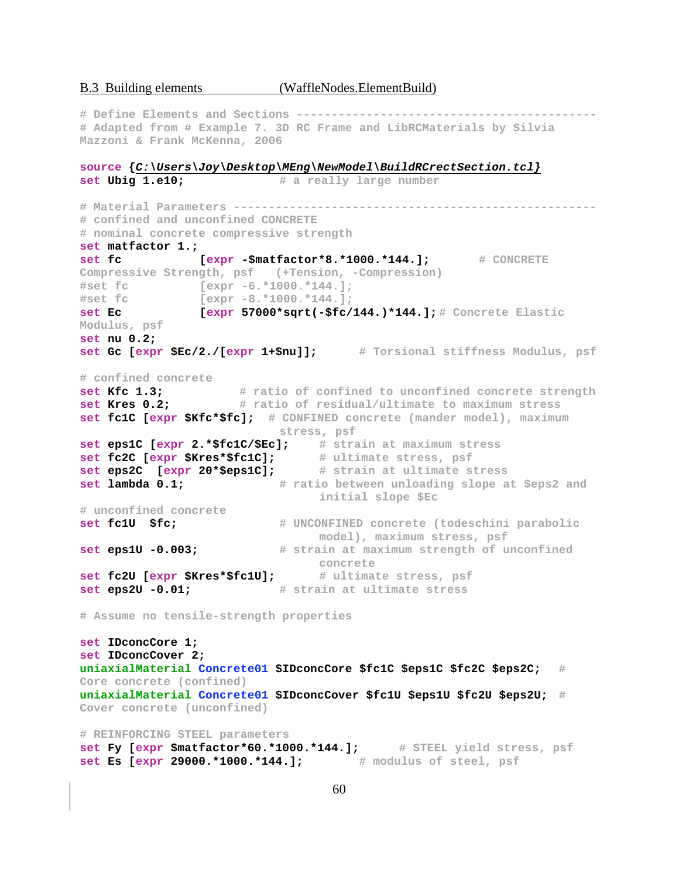B.3 Building elements (WaffleNodes.ElementBuild)

```
# Define Elements and Sections ------------------------------------------
# Adapted from # Example 7. 3D RC Frame and LibRCMaterials by Silvia
Mazzoni & Frank McKenna, 2006

source {C:\Users\Joy\Desktop\MEng\NewModel\BuildRCrectSection.tcl}
set Ubig 1.e10;               # a really large number

# Material Parameters ---------------------------------------------------
# confined and unconfined CONCRETE
# nominal concrete compressive strength
set matfactor 1.;
set fc          [expr -$matfactor*8.*1000.*144.];       # CONCRETE
Compressive Strength, psf   (+Tension, -Compression)
#set fc         [expr -6.*1000.*144.];
#set fc         [expr -8.*1000.*144.];
set Ec          [expr 57000*sqrt(-$fc/144.)*144.];# Concrete Elastic
Modulus, psf
set nu 0.2;
set Gc [expr $Ec/2./[expr 1+$nu]];      # Torsional stiffness Modulus, psf

# confined concrete
set Kfc 1.3;            # ratio of confined to unconfined concrete strength
set Kres 0.2;           # ratio of residual/ultimate to maximum stress
set fc1C [expr $Kfc*$fc];  # CONFINED concrete (mander model), maximum
                              stress, psf
set eps1C [expr 2.*$fc1C/$Ec];     # strain at maximum stress
set fc2C [expr $Kres*$fc1C];       # ultimate stress, psf
set eps2C  [expr 20*$eps1C];       # strain at ultimate stress
set lambda 0.1;               # ratio between unloading slope at $eps2 and
                                   initial slope $Ec
# unconfined concrete
set fc1U  $fc;                # UNCONFINED concrete (todeschini parabolic
                                   model), maximum stress, psf
set eps1U -0.003;             # strain at maximum strength of unconfined
                                   concrete
set fc2U [expr $Kres*$fc1U];       # ultimate stress, psf
set eps2U -0.01;              # strain at ultimate stress

# Assume no tensile-strength properties

set IDconcCore 1;
set IDconcCover 2;
uniaxialMaterial Concrete01 $IDconcCore $fc1C $eps1C $fc2C $eps2C;   #
Core concrete (confined)
uniaxialMaterial Concrete01 $IDconcCover $fc1U $eps1U $fc2U $eps2U;  #
Cover concrete (unconfined)

# REINFORCING STEEL parameters
set Fy [expr $matfactor*60.*1000.*144.];      # STEEL yield stress, psf
set Es [expr 29000.*1000.*144.];        # modulus of steel, psf
```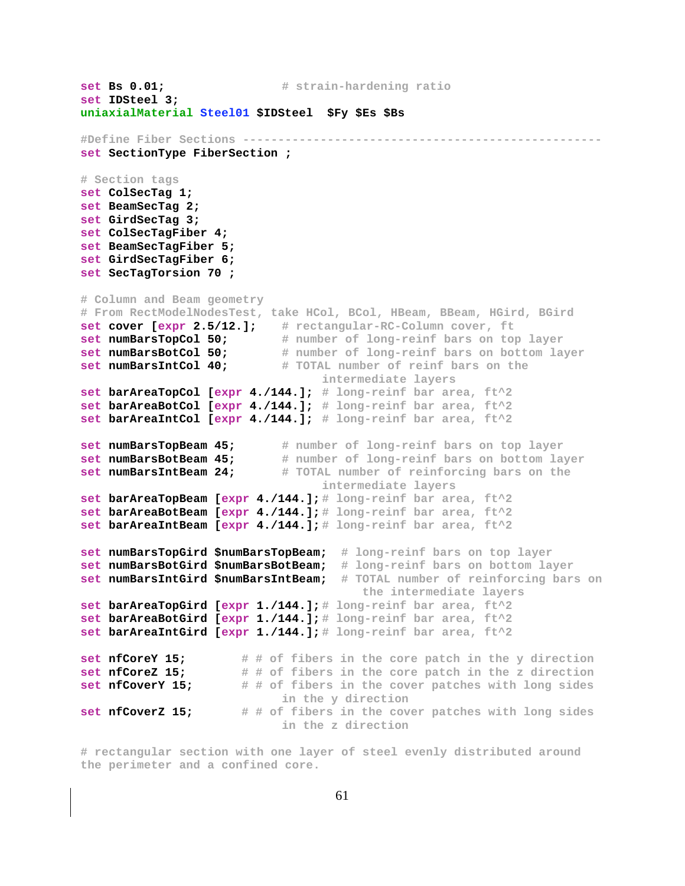```
set Bs 0.01;                  # strain-hardening ratio
set IDSteel 3;
uniaxialMaterial Steel01 $IDSteel  $Fy $Es $Bs

#Define Fiber Sections ---------------------------------------------------
set SectionType FiberSection ;

# Section tags
set ColSecTag 1;
set BeamSecTag 2;
set GirdSecTag 3;
set ColSecTagFiber 4;
set BeamSecTagFiber 5;
set GirdSecTagFiber 6;
set SecTagTorsion 70 ;

# Column and Beam geometry
# From RectModelNodesTest, take HCol, BCol, HBeam, BBeam, HGird, BGird
set cover [expr 2.5/12.];    # rectangular-RC-Column cover, ft
set numBarsTopCol 50;        # number of long-reinf bars on top layer
set numBarsBotCol 50;        # number of long-reinf bars on bottom layer
set numBarsIntCol 40;        # TOTAL number of reinf bars on the
                                intermediate layers
set barAreaTopCol [expr 4./144.]; # long-reinf bar area, ft^2
set barAreaBotCol [expr 4./144.]; # long-reinf bar area, ft^2
set barAreaIntCol [expr 4./144.]; # long-reinf bar area, ft^2

set numBarsTopBeam 45;       # number of long-reinf bars on top layer
set numBarsBotBeam 45;       # number of long-reinf bars on bottom layer
set numBarsIntBeam 24;       # TOTAL number of reinforcing bars on the
                                intermediate layers
set barAreaTopBeam [expr 4./144.];# long-reinf bar area, ft^2
set barAreaBotBeam [expr 4./144.];# long-reinf bar area, ft^2
set barAreaIntBeam [expr 4./144.];# long-reinf bar area, ft^2

set numBarsTopGird $numBarsTopBeam;  # long-reinf bars on top layer
set numBarsBotGird $numBarsBotBeam;  # long-reinf bars on bottom layer
set numBarsIntGird $numBarsIntBeam;  # TOTAL number of reinforcing bars on
                                        the intermediate layers
set barAreaTopGird [expr 1./144.];# long-reinf bar area, ft^2
set barAreaBotGird [expr 1./144.];# long-reinf bar area, ft^2
set barAreaIntGird [expr 1./144.];# long-reinf bar area, ft^2

set nfCoreY 15;         # # of fibers in the core patch in the y direction
set nfCoreZ 15;         # # of fibers in the core patch in the z direction
set nfCoverY 15;        # # of fibers in the cover patches with long sides
                            in the y direction
set nfCoverZ 15;        # # of fibers in the cover patches with long sides
                            in the z direction

# rectangular section with one layer of steel evenly distributed around
the perimeter and a confined core.
```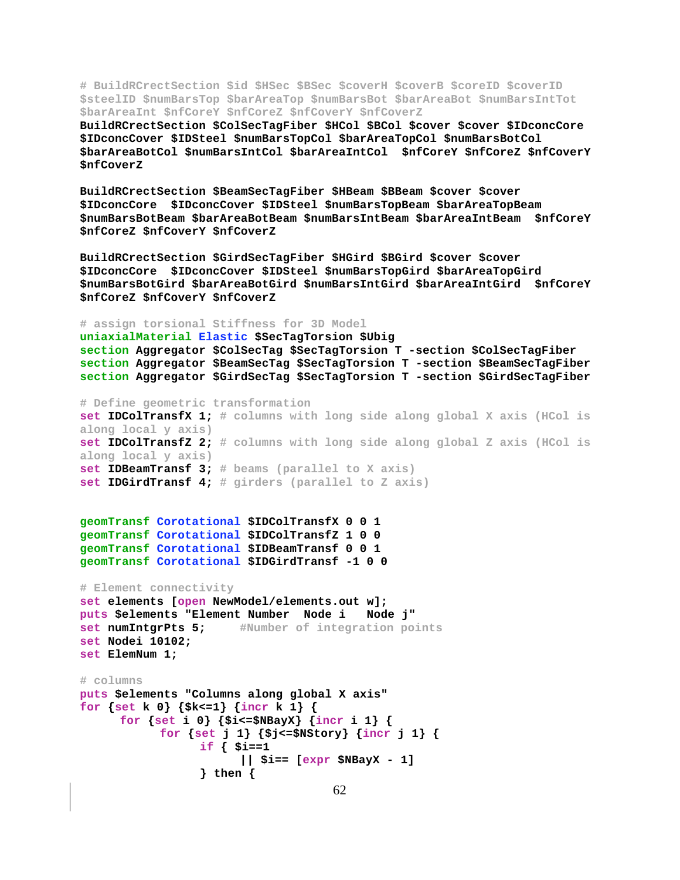```
# BuildRCrectSection $id $HSec $BSec $coverH $coverB $coreID $coverID
$steelID $numBarsTop $barAreaTop $numBarsBot $barAreaBot $numBarsIntTot
$barAreaInt $nfCoreY $nfCoreZ $nfCoverY $nfCoverZ
BuildRCrectSection $ColSecTagFiber $HCol $BCol $cover $cover $IDconcCore
$IDconcCover $IDSteel $numBarsTopCol $barAreaTopCol $numBarsBotCol
$barAreaBotCol $numBarsIntCol $barAreaIntCol  $nfCoreY $nfCoreZ $nfCoverY
$nfCoverZ

BuildRCrectSection $BeamSecTagFiber $HBeam $BBeam $cover $cover
$IDconcCore  $IDconcCover $IDSteel $numBarsTopBeam $barAreaTopBeam
$numBarsBotBeam $barAreaBotBeam $numBarsIntBeam $barAreaIntBeam  $nfCoreY
$nfCoreZ $nfCoverY $nfCoverZ

BuildRCrectSection $GirdSecTagFiber $HGird $BGird $cover $cover
$IDconcCore  $IDconcCover $IDSteel $numBarsTopGird $barAreaTopGird
$numBarsBotGird $barAreaBotGird $numBarsIntGird $barAreaIntGird  $nfCoreY
$nfCoreZ $nfCoverY $nfCoverZ

# assign torsional Stiffness for 3D Model
uniaxialMaterial Elastic $SecTagTorsion $Ubig
section Aggregator $ColSecTag $SecTagTorsion T -section $ColSecTagFiber
section Aggregator $BeamSecTag $SecTagTorsion T -section $BeamSecTagFiber
section Aggregator $GirdSecTag $SecTagTorsion T -section $GirdSecTagFiber

# Define geometric transformation
set IDColTransfX 1; # columns with long side along global X axis (HCol is
along local y axis)
set IDColTransfZ 2; # columns with long side along global Z axis (HCol is
along local y axis)
set IDBeamTransf 3; # beams (parallel to X axis)
set IDGirdTransf 4; # girders (parallel to Z axis)


geomTransf Corotational $IDColTransfX 0 0 1
geomTransf Corotational $IDColTransfZ 1 0 0
geomTransf Corotational $IDBeamTransf 0 0 1
geomTransf Corotational $IDGirdTransf -1 0 0

# Element connectivity
set elements [open NewModel/elements.out w];
puts $elements "Element Number  Node i   Node j"
set numIntgrPts 5;     #Number of integration points
set Nodei 10102;
set ElemNum 1;

# columns
puts $elements "Columns along global X axis"
for {set k 0} {$k<=1} {incr k 1} {
      for {set i 0} {$i<=$NBayX} {incr i 1} {
            for {set j 1} {$j<=$NStory} {incr j 1} {
                  if { $i==1
                        || $i== [expr $NBayX - 1]
                  } then {
```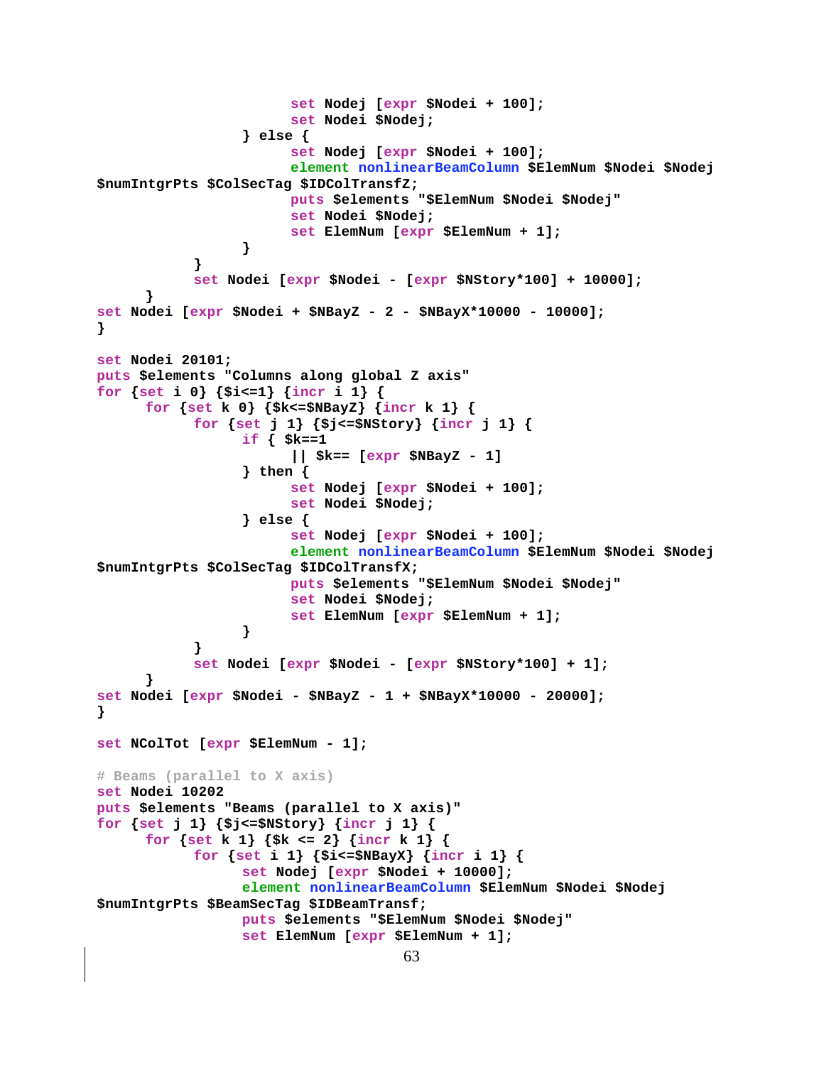```
                        set Nodej [expr $Nodei + 100];
                        set Nodei $Nodej;
                    } else {
                        set Nodej [expr $Nodei + 100];
                        element nonlinearBeamColumn $ElemNum $Nodei $Nodej
$numIntgrPts $ColSecTag $IDColTransfZ;
                        puts $elements "$ElemNum $Nodei $Nodej"
                        set Nodei $Nodej;
                        set ElemNum [expr $ElemNum + 1];
                    }
            }
            set Nodei [expr $Nodei - [expr $NStory*100] + 10000];
      }
set Nodei [expr $Nodei + $NBayZ - 2 - $NBayX*10000 - 10000];
}

set Nodei 20101;
puts $elements "Columns along global Z axis"
for {set i 0} {$i<=1} {incr i 1} {
      for {set k 0} {$k<=$NBayZ} {incr k 1} {
            for {set j 1} {$j<=$NStory} {incr j 1} {
                    if { $k==1
                        || $k== [expr $NBayZ - 1]
                    } then {
                        set Nodej [expr $Nodei + 100];
                        set Nodei $Nodej;
                    } else {
                        set Nodej [expr $Nodei + 100];
                        element nonlinearBeamColumn $ElemNum $Nodei $Nodej
$numIntgrPts $ColSecTag $IDColTransfX;
                        puts $elements "$ElemNum $Nodei $Nodej"
                        set Nodei $Nodej;
                        set ElemNum [expr $ElemNum + 1];
                    }
            }
            set Nodei [expr $Nodei - [expr $NStory*100] + 1];
      }
set Nodei [expr $Nodei - $NBayZ - 1 + $NBayX*10000 - 20000];
}

set NColTot [expr $ElemNum - 1];

# Beams (parallel to X axis)
set Nodei 10202
puts $elements "Beams (parallel to X axis)"
for {set j 1} {$j<=$NStory} {incr j 1} {
      for {set k 1} {$k <= 2} {incr k 1} {
            for {set i 1} {$i<=$NBayX} {incr i 1} {
                    set Nodej [expr $Nodei + 10000];
                    element nonlinearBeamColumn $ElemNum $Nodei $Nodej
$numIntgrPts $BeamSecTag $IDBeamTransf;
                    puts $elements "$ElemNum $Nodei $Nodej"
                    set ElemNum [expr $ElemNum + 1];
```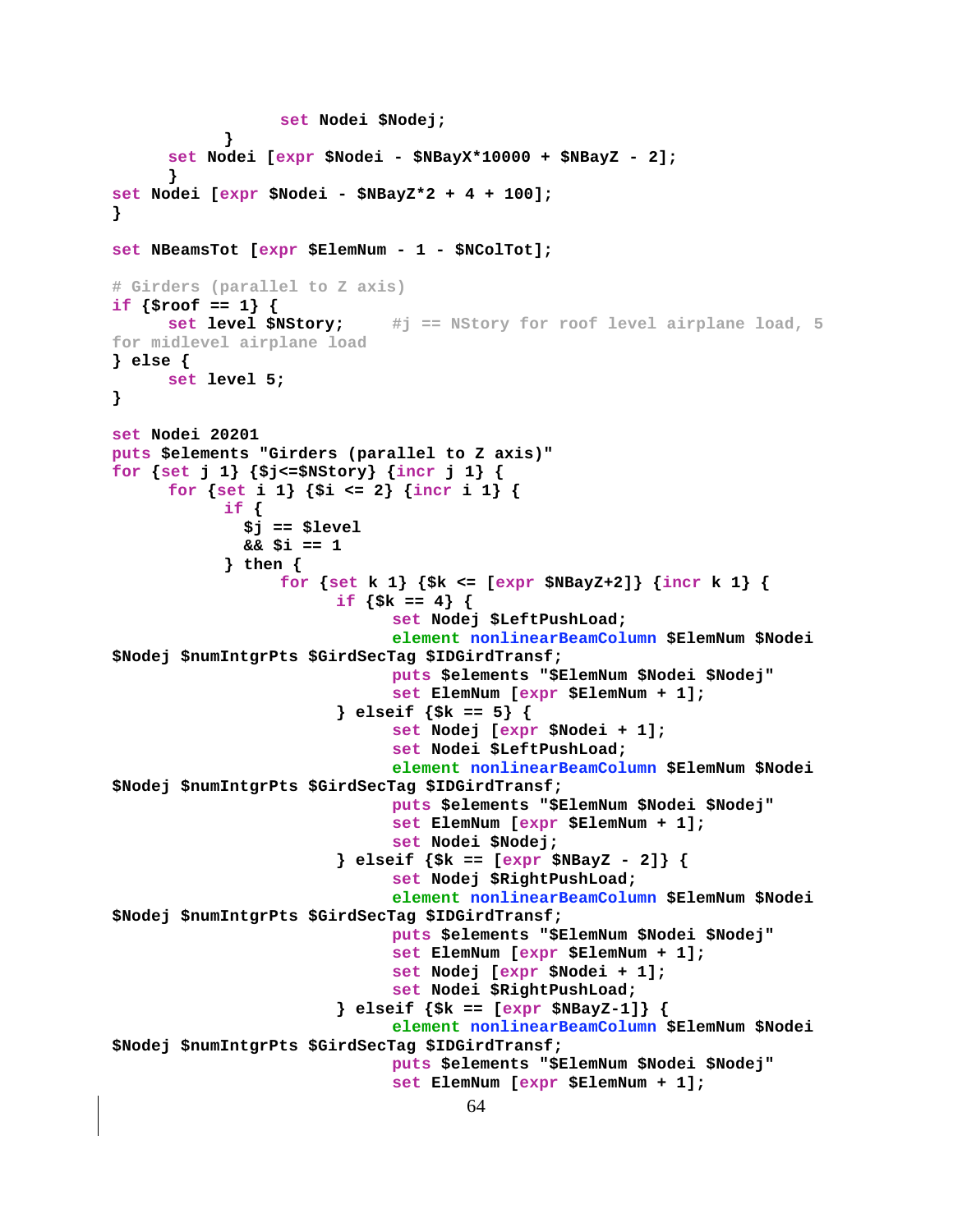```
                  set Nodei $Nodej;
            }
      set Nodei [expr $Nodei - $NBayX*10000 + $NBayZ - 2];
      }
set Nodei [expr $Nodei - $NBayZ*2 + 4 + 100];
}

set NBeamsTot [expr $ElemNum - 1 - $NColTot];

# Girders (parallel to Z axis)
if {$roof == 1} {
      set level $NStory;     #j == NStory for roof level airplane load, 5 for midlevel airplane load
} else {
      set level 5;
}

set Nodei 20201
puts $elements "Girders (parallel to Z axis)"
for {set j 1} {$j<=$NStory} {incr j 1} {
      for {set i 1} {$i <= 2} {incr i 1} {
            if {
              $j == $level
              && $i == 1
            } then {
                  for {set k 1} {$k <= [expr $NBayZ+2]} {incr k 1} {
                        if {$k == 4} {
                              set Nodej $LeftPushLoad;
                              element nonlinearBeamColumn $ElemNum $Nodei $Nodej $numIntgrPts $GirdSecTag $IDGirdTransf;
                              puts $elements "$ElemNum $Nodei $Nodej"
                              set ElemNum [expr $ElemNum + 1];
                        } elseif {$k == 5} {
                              set Nodej [expr $Nodei + 1];
                              set Nodei $LeftPushLoad;
                              element nonlinearBeamColumn $ElemNum $Nodei $Nodej $numIntgrPts $GirdSecTag $IDGirdTransf;
                              puts $elements "$ElemNum $Nodei $Nodej"
                              set ElemNum [expr $ElemNum + 1];
                              set Nodei $Nodej;
                        } elseif {$k == [expr $NBayZ - 2]} {
                              set Nodej $RightPushLoad;
                              element nonlinearBeamColumn $ElemNum $Nodei $Nodej $numIntgrPts $GirdSecTag $IDGirdTransf;
                              puts $elements "$ElemNum $Nodei $Nodej"
                              set ElemNum [expr $ElemNum + 1];
                              set Nodej [expr $Nodei + 1];
                              set Nodei $RightPushLoad;
                        } elseif {$k == [expr $NBayZ-1]} {
                              element nonlinearBeamColumn $ElemNum $Nodei $Nodej $numIntgrPts $GirdSecTag $IDGirdTransf;
                              puts $elements "$ElemNum $Nodei $Nodej"
                              set ElemNum [expr $ElemNum + 1];
```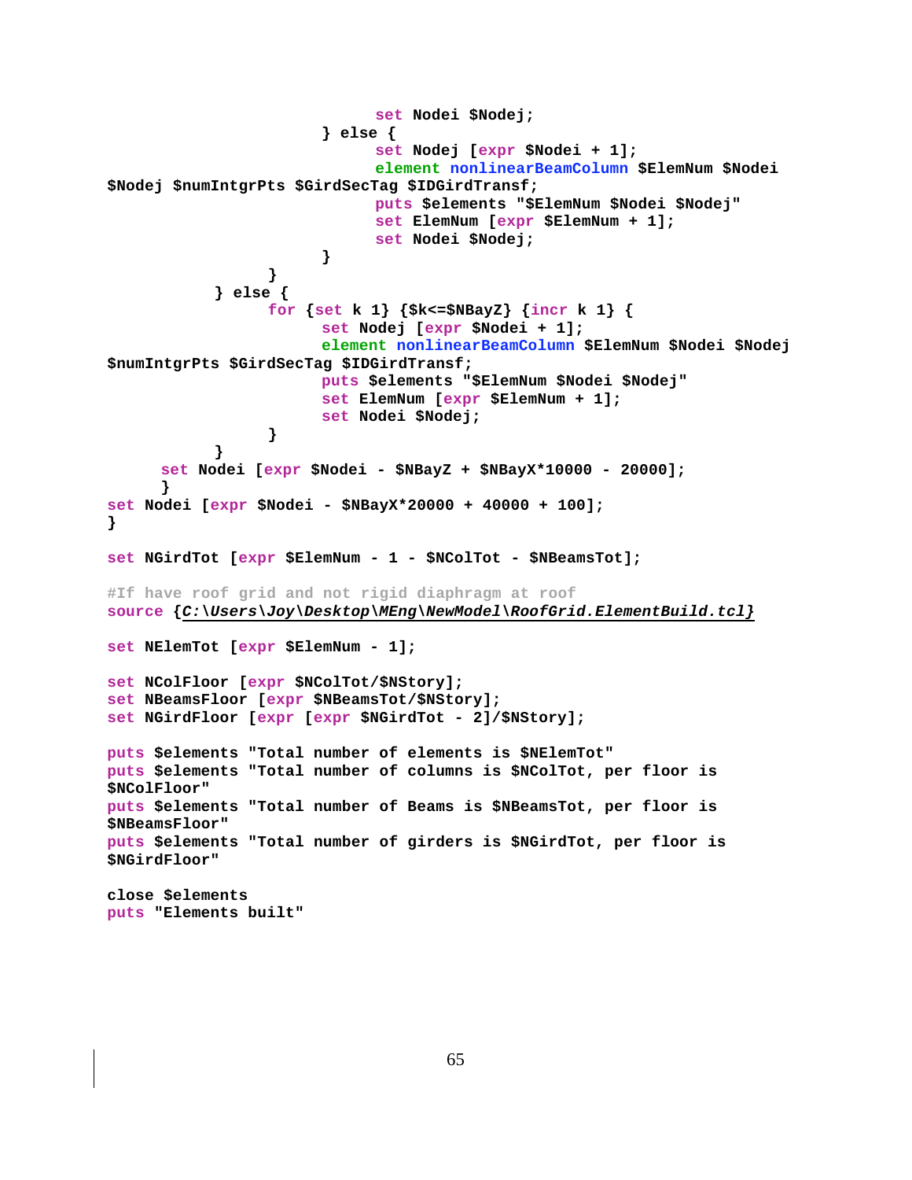```
                        set Nodei $Nodej;
                    } else {
                        set Nodej [expr $Nodei + 1];
                        element nonlinearBeamColumn $ElemNum $Nodei
$Nodej $numIntgrPts $GirdSecTag $IDGirdTransf;
                        puts $elements "$ElemNum $Nodei $Nodej"
                        set ElemNum [expr $ElemNum + 1];
                        set Nodei $Nodej;
                    }
                }
            } else {
                for {set k 1} {$k<=$NBayZ} {incr k 1} {
                    set Nodej [expr $Nodei + 1];
                    element nonlinearBeamColumn $ElemNum $Nodei $Nodej
$numIntgrPts $GirdSecTag $IDGirdTransf;
                    puts $elements "$ElemNum $Nodei $Nodej"
                    set ElemNum [expr $ElemNum + 1];
                    set Nodei $Nodej;
                }
            }
        set Nodei [expr $Nodei - $NBayZ + $NBayX*10000 - 20000];
        }
set Nodei [expr $Nodei - $NBayX*20000 + 40000 + 100];
}

set NGirdTot [expr $ElemNum - 1 - $NColTot - $NBeamsTot];

#If have roof grid and not rigid diaphragm at roof
source {C:\Users\Joy\Desktop\MEng\NewModel\RoofGrid.ElementBuild.tcl}

set NElemTot [expr $ElemNum - 1];

set NColFloor [expr $NColTot/$NStory];
set NBeamsFloor [expr $NBeamsTot/$NStory];
set NGirdFloor [expr [expr $NGirdTot - 2]/$NStory];

puts $elements "Total number of elements is $NElemTot"
puts $elements "Total number of columns is $NColTot, per floor is
$NColFloor"
puts $elements "Total number of Beams is $NBeamsTot, per floor is
$NBeamsFloor"
puts $elements "Total number of girders is $NGirdTot, per floor is
$NGirdFloor"

close $elements
puts "Elements built"
```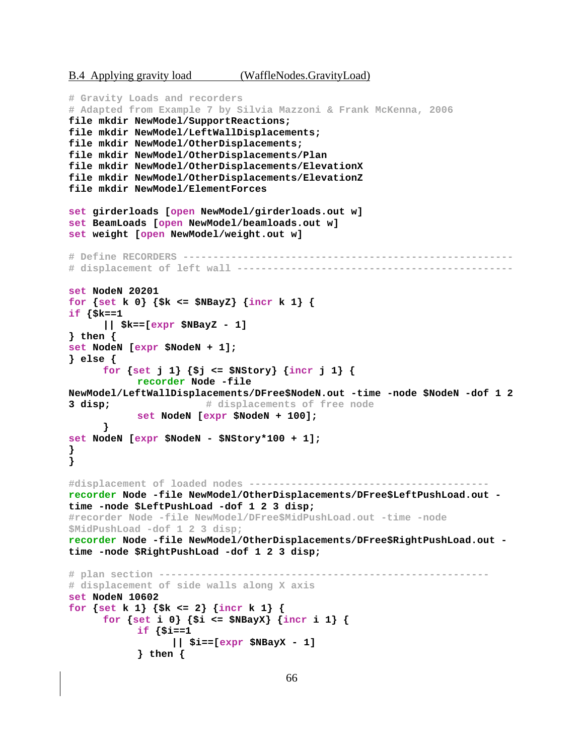B.4 Applying gravity load (WaffleNodes.GravityLoad)

```
# Gravity Loads and recorders
# Adapted from Example 7 by Silvia Mazzoni & Frank McKenna, 2006
file mkdir NewModel/SupportReactions;
file mkdir NewModel/LeftWallDisplacements;
file mkdir NewModel/OtherDisplacements;
file mkdir NewModel/OtherDisplacements/Plan
file mkdir NewModel/OtherDisplacements/ElevationX
file mkdir NewModel/OtherDisplacements/ElevationZ
file mkdir NewModel/ElementForces

set girderloads [open NewModel/girderloads.out w]
set BeamLoads [open NewModel/beamloads.out w]
set weight [open NewModel/weight.out w]

# Define RECORDERS -------------------------------------------------------
# displacement of left wall -------------------------------------------

set NodeN 20201
for {set k 0} {$k <= $NBayZ} {incr k 1} {
if {$k==1
      || $k==[expr $NBayZ - 1]
} then {
set NodeN [expr $NodeN + 1];
} else {
      for {set j 1} {$j <= $NStory} {incr j 1} {
            recorder Node -file
NewModel/LeftWallDisplacements/DFree$NodeN.out -time -node $NodeN -dof 1 2
3 disp;                 # displacements of free node
            set NodeN [expr $NodeN + 100];
      }
set NodeN [expr $NodeN - $NStory*100 + 1];
}
}

#displacement of loaded nodes ----------------------------------------
recorder Node -file NewModel/OtherDisplacements/DFree$LeftPushLoad.out -
time -node $LeftPushLoad -dof 1 2 3 disp;
#recorder Node -file NewModel/DFree$MidPushLoad.out -time -node
$MidPushLoad -dof 1 2 3 disp;
recorder Node -file NewModel/OtherDisplacements/DFree$RightPushLoad.out -
time -node $RightPushLoad -dof 1 2 3 disp;

# plan section -------------------------------------------------------
# displacement of side walls along X axis
set NodeN 10602
for {set k 1} {$k <= 2} {incr k 1} {
      for {set i 0} {$i <= $NBayX} {incr i 1} {
            if {$i==1
                  || $i==[expr $NBayX - 1]
            } then {
```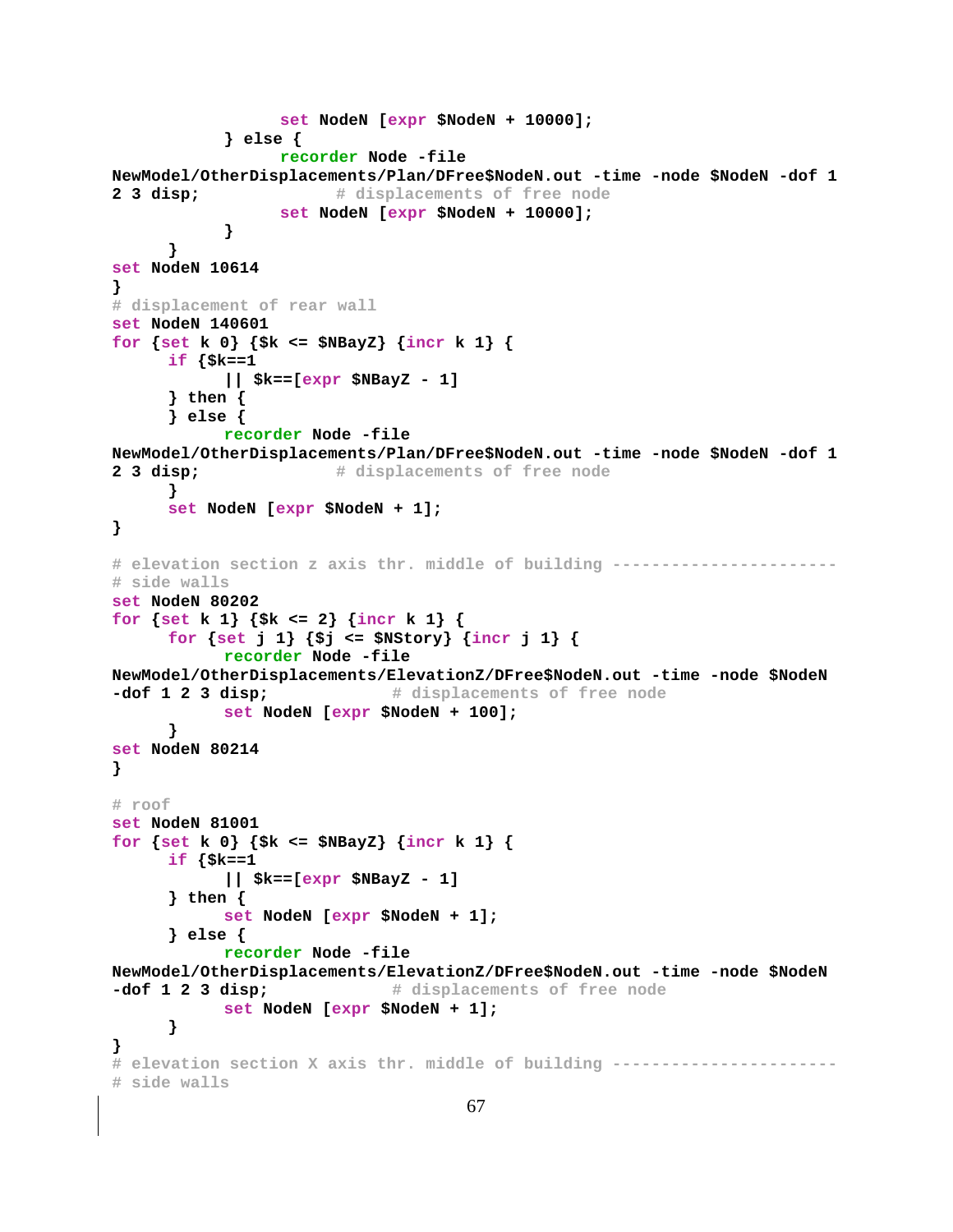```
				set NodeN [expr $NodeN + 10000];
			} else {
				recorder Node -file
NewModel/OtherDisplacements/Plan/DFree$NodeN.out -time -node $NodeN -dof 1
2 3 disp;		# displacements of free node
				set NodeN [expr $NodeN + 10000];
			}
		}
set NodeN 10614
}
# displacement of rear wall
set NodeN 140601
for {set k 0} {$k <= $NBayZ} {incr k 1} {
	if {$k==1
		|| $k==[expr $NBayZ - 1]
	} then {
	} else {
		recorder Node -file
NewModel/OtherDisplacements/Plan/DFree$NodeN.out -time -node $NodeN -dof 1
2 3 disp;		# displacements of free node
	}
	set NodeN [expr $NodeN + 1];
}

# elevation section z axis thr. middle of building -----------------------
# side walls
set NodeN 80202
for {set k 1} {$k <= 2} {incr k 1} {
	for {set j 1} {$j <= $NStory} {incr j 1} {
		recorder Node -file
NewModel/OtherDisplacements/ElevationZ/DFree$NodeN.out -time -node $NodeN
-dof 1 2 3 disp;		# displacements of free node
		set NodeN [expr $NodeN + 100];
	}
set NodeN 80214
}

# roof
set NodeN 81001
for {set k 0} {$k <= $NBayZ} {incr k 1} {
	if {$k==1
		|| $k==[expr $NBayZ - 1]
	} then {
		set NodeN [expr $NodeN + 1];
	} else {
		recorder Node -file
NewModel/OtherDisplacements/ElevationZ/DFree$NodeN.out -time -node $NodeN
-dof 1 2 3 disp;		# displacements of free node
		set NodeN [expr $NodeN + 1];
	}
}
# elevation section X axis thr. middle of building -----------------------
# side walls
```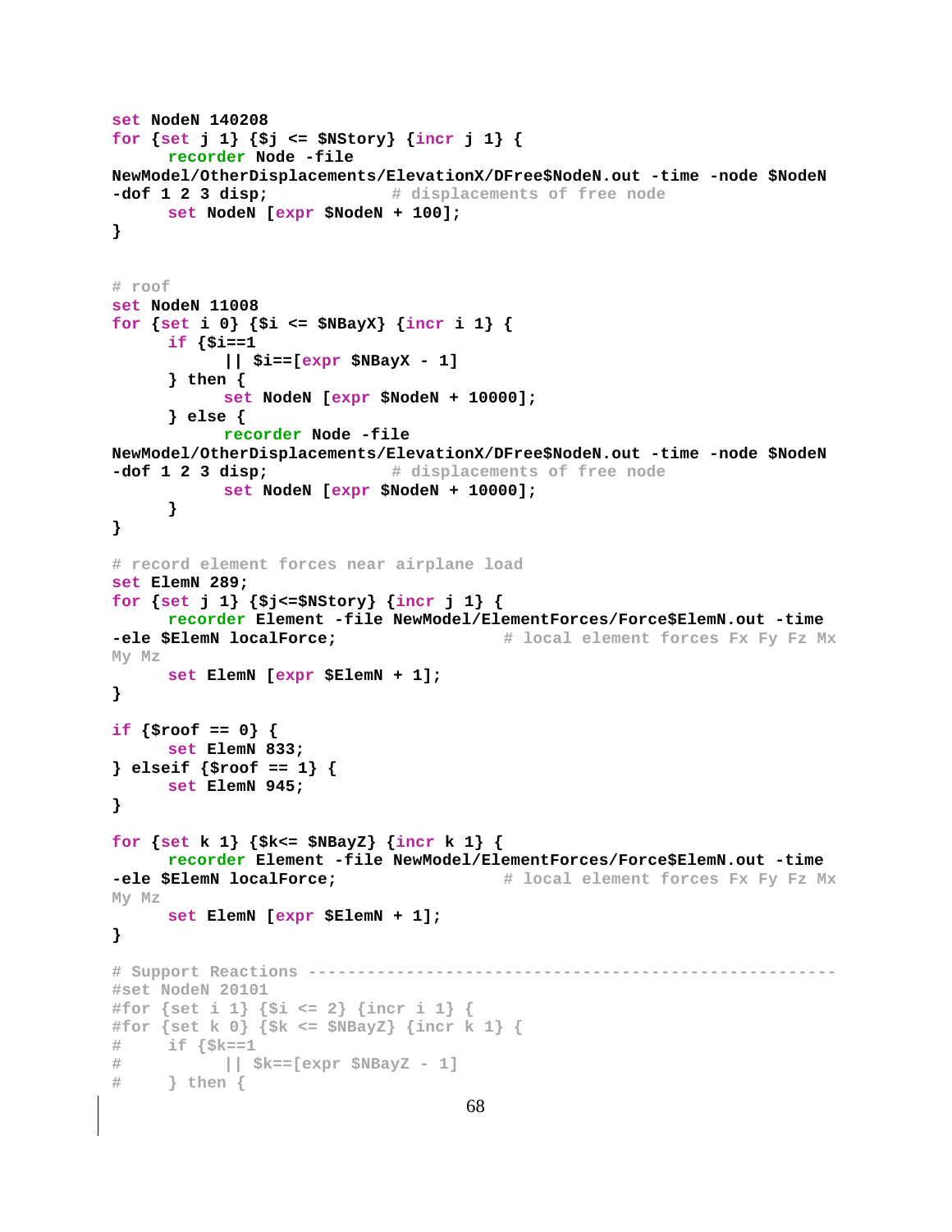```
set NodeN 140208
for {set j 1} {$j <= $NStory} {incr j 1} {
      recorder Node -file
NewModel/OtherDisplacements/ElevationX/DFree$NodeN.out -time -node $NodeN
-dof 1 2 3 disp;            # displacements of free node
      set NodeN [expr $NodeN + 100];
}


# roof
set NodeN 11008
for {set i 0} {$i <= $NBayX} {incr i 1} {
      if {$i==1
            || $i==[expr $NBayX - 1]
      } then {
            set NodeN [expr $NodeN + 10000];
      } else {
            recorder Node -file
NewModel/OtherDisplacements/ElevationX/DFree$NodeN.out -time -node $NodeN
-dof 1 2 3 disp;            # displacements of free node
            set NodeN [expr $NodeN + 10000];
      }
}

# record element forces near airplane load
set ElemN 289;
for {set j 1} {$j<=$NStory} {incr j 1} {
      recorder Element -file NewModel/ElementForces/Force$ElemN.out -time
-ele $ElemN localForce;                  # local element forces Fx Fy Fz Mx
My Mz
      set ElemN [expr $ElemN + 1];
}

if {$roof == 0} {
      set ElemN 833;
} elseif {$roof == 1} {
      set ElemN 945;
}

for {set k 1} {$k<= $NBayZ} {incr k 1} {
      recorder Element -file NewModel/ElementForces/Force$ElemN.out -time
-ele $ElemN localForce;                  # local element forces Fx Fy Fz Mx
My Mz
      set ElemN [expr $ElemN + 1];
}

# Support Reactions ------------------------------------------------------
#set NodeN 20101
#for {set i 1} {$i <= 2} {incr i 1} {
#for {set k 0} {$k <= $NBayZ} {incr k 1} {
#     if {$k==1
#           || $k==[expr $NBayZ - 1]
#     } then {
```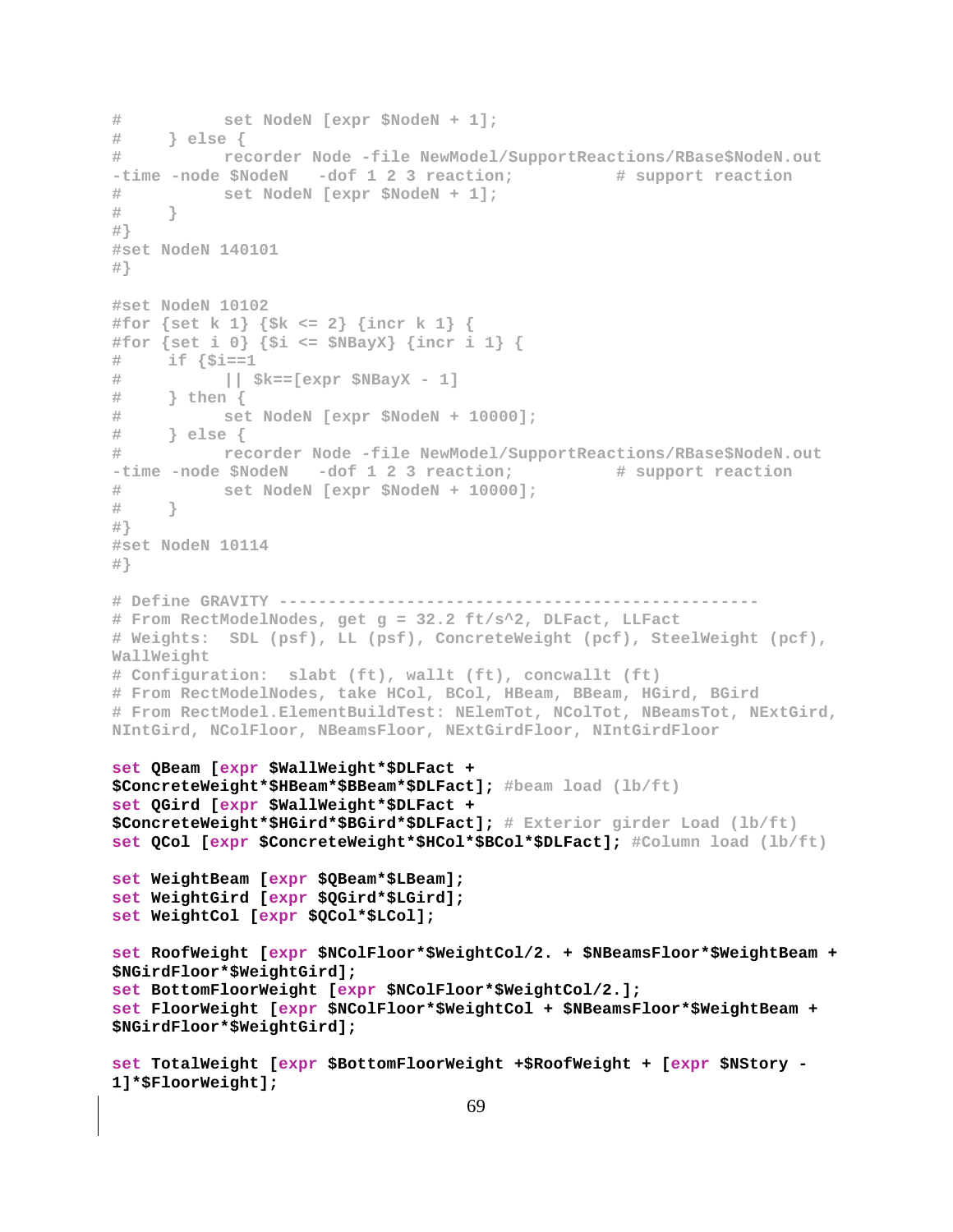```
#           set NodeN [expr $NodeN + 1];
#     } else {
#           recorder Node -file NewModel/SupportReactions/RBase$NodeN.out
-time -node $NodeN   -dof 1 2 3 reaction;          # support reaction
#           set NodeN [expr $NodeN + 1];
#     }
#}
#set NodeN 140101
#}

#set NodeN 10102
#for {set k 1} {$k <= 2} {incr k 1} {
#for {set i 0} {$i <= $NBayX} {incr i 1} {
#     if {$i==1
#           || $k==[expr $NBayX - 1]
#     } then {
#           set NodeN [expr $NodeN + 10000];
#     } else {
#           recorder Node -file NewModel/SupportReactions/RBase$NodeN.out
-time -node $NodeN   -dof 1 2 3 reaction;          # support reaction
#           set NodeN [expr $NodeN + 10000];
#     }
#}
#set NodeN 10114
#}

# Define GRAVITY -------------------------------------------------
# From RectModelNodes, get g = 32.2 ft/s^2, DLFact, LLFact
# Weights:  SDL (psf), LL (psf), ConcreteWeight (pcf), SteelWeight (pcf),
WallWeight
# Configuration:  slabt (ft), wallt (ft), concwallt (ft)
# From RectModelNodes, take HCol, BCol, HBeam, BBeam, HGird, BGird
# From RectModel.ElementBuildTest: NElemTot, NColTot, NBeamsTot, NExtGird,
NIntGird, NColFloor, NBeamsFloor, NExtGirdFloor, NIntGirdFloor

set QBeam [expr $WallWeight*$DLFact +
$ConcreteWeight*$HBeam*$BBeam*$DLFact]; #beam load (lb/ft)
set QGird [expr $WallWeight*$DLFact +
$ConcreteWeight*$HGird*$BGird*$DLFact]; # Exterior girder Load (lb/ft)
set QCol [expr $ConcreteWeight*$HCol*$BCol*$DLFact]; #Column load (lb/ft)

set WeightBeam [expr $QBeam*$LBeam];
set WeightGird [expr $QGird*$LGird];
set WeightCol [expr $QCol*$LCol];

set RoofWeight [expr $NColFloor*$WeightCol/2. + $NBeamsFloor*$WeightBeam +
$NGirdFloor*$WeightGird];
set BottomFloorWeight [expr $NColFloor*$WeightCol/2.];
set FloorWeight [expr $NColFloor*$WeightCol + $NBeamsFloor*$WeightBeam +
$NGirdFloor*$WeightGird];

set TotalWeight [expr $BottomFloorWeight +$RoofWeight + [expr $NStory -
1]*$FloorWeight];
```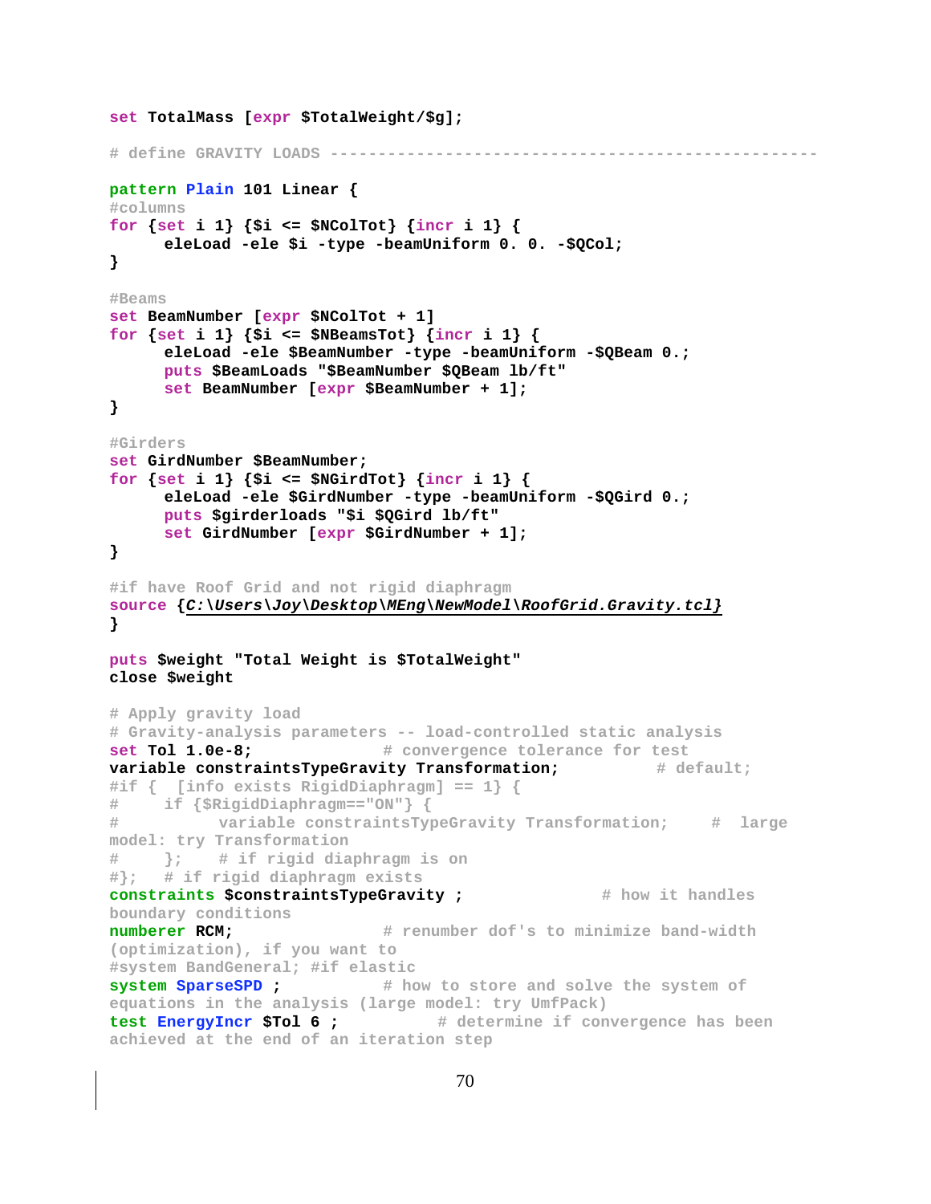```
set TotalMass [expr $TotalWeight/$g];

# define GRAVITY LOADS -------------------------------------------------------

pattern Plain 101 Linear {
#columns
for {set i 1} {$i <= $NColTot} {incr i 1} {
      eleLoad -ele $i -type -beamUniform 0. 0. -$QCol;
}

#Beams
set BeamNumber [expr $NColTot + 1]
for {set i 1} {$i <= $NBeamsTot} {incr i 1} {
      eleLoad -ele $BeamNumber -type -beamUniform -$QBeam 0.;
      puts $BeamLoads "$BeamNumber $QBeam lb/ft"
      set BeamNumber [expr $BeamNumber + 1];
}

#Girders
set GirdNumber $BeamNumber;
for {set i 1} {$i <= $NGirdTot} {incr i 1} {
      eleLoad -ele $GirdNumber -type -beamUniform -$QGird 0.;
      puts $girderloads "$i $QGird lb/ft"
      set GirdNumber [expr $GirdNumber + 1];
}

#if have Roof Grid and not rigid diaphragm
source {C:\Users\Joy\Desktop\MEng\NewModel\RoofGrid.Gravity.tcl}
}

puts $weight "Total Weight is $TotalWeight"
close $weight

# Apply gravity load
# Gravity-analysis parameters -- load-controlled static analysis
set Tol 1.0e-8;              # convergence tolerance for test
variable constraintsTypeGravity Transformation;          # default;
#if {  [info exists RigidDiaphragm] == 1} {
#     if {$RigidDiaphragm=="ON"} {
#          variable constraintsTypeGravity Transformation;     #  large
model: try Transformation
#     };    # if rigid diaphragm is on
#};   # if rigid diaphragm exists
constraints $constraintsTypeGravity ;             # how it handles
boundary conditions
numberer RCM;                # renumber dof's to minimize band-width
(optimization), if you want to
#system BandGeneral; #if elastic
system SparseSPD ;           # how to store and solve the system of
equations in the analysis (large model: try UmfPack)
test EnergyIncr $Tol 6 ;          # determine if convergence has been
achieved at the end of an iteration step
```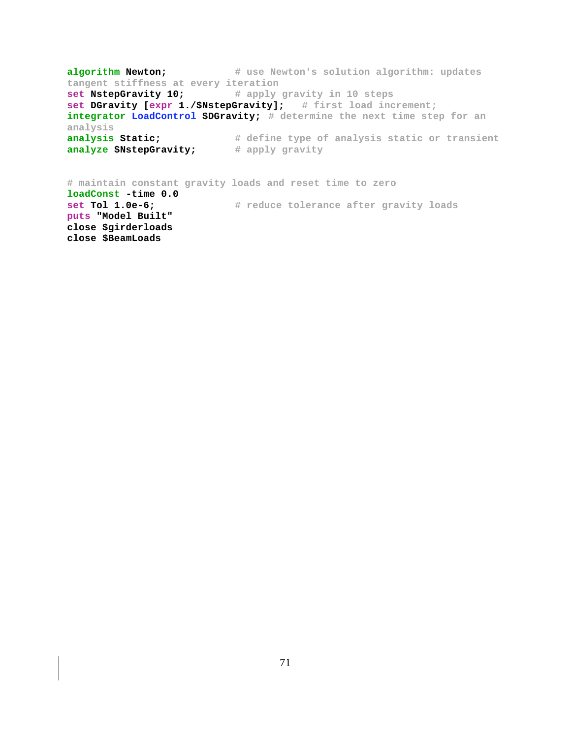```
algorithm Newton;            # use Newton's solution algorithm: updates tangent stiffness at every iteration
set NstepGravity 10;         # apply gravity in 10 steps
set DGravity [expr 1./$NstepGravity];   # first load increment;
integrator LoadControl $DGravity; # determine the next time step for an analysis
analysis Static;             # define type of analysis static or transient
analyze $NstepGravity;       # apply gravity


# maintain constant gravity loads and reset time to zero
loadConst -time 0.0
set Tol 1.0e-6;              # reduce tolerance after gravity loads
puts "Model Built"
close $girderloads
close $BeamLoads
```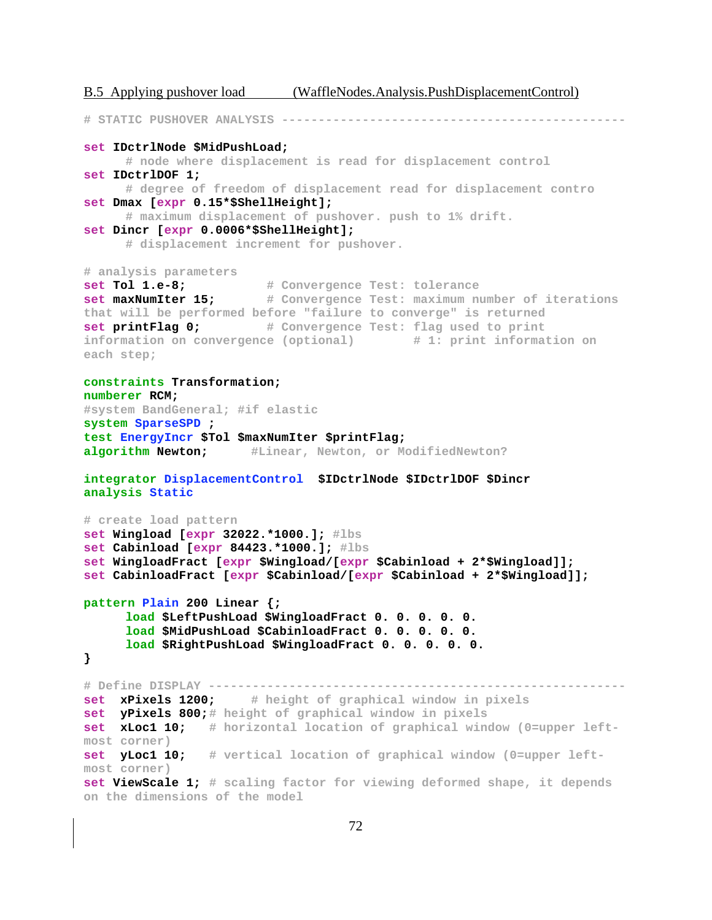B.5 Applying pushover load (WaffleNodes.Analysis.PushDisplacementControl)

```
# STATIC PUSHOVER ANALYSIS ---------------------------------------------

set IDctrlNode $MidPushLoad;
      # node where displacement is read for displacement control
set IDctrlDOF 1;
      # degree of freedom of displacement read for displacement contro
set Dmax [expr 0.15*$ShellHeight];
      # maximum displacement of pushover. push to 1% drift.
set Dincr [expr 0.0006*$ShellHeight];
      # displacement increment for pushover.

# analysis parameters
set Tol 1.e-8;           # Convergence Test: tolerance
set maxNumIter 15;       # Convergence Test: maximum number of iterations
that will be performed before "failure to converge" is returned
set printFlag 0;         # Convergence Test: flag used to print
information on convergence (optional)        # 1: print information on
each step;

constraints Transformation;
numberer RCM;
#system BandGeneral; #if elastic
system SparseSPD ;
test EnergyIncr $Tol $maxNumIter $printFlag;
algorithm Newton;      #Linear, Newton, or ModifiedNewton?

integrator DisplacementControl  $IDctrlNode $IDctrlDOF $Dincr
analysis Static

# create load pattern
set Wingload [expr 32022.*1000.]; #lbs
set Cabinload [expr 84423.*1000.]; #lbs
set WingloadFract [expr $Wingload/[expr $Cabinload + 2*$Wingload]];
set CabinloadFract [expr $Cabinload/[expr $Cabinload + 2*$Wingload]];

pattern Plain 200 Linear {;
      load $LeftPushLoad $WingloadFract 0. 0. 0. 0. 0.
      load $MidPushLoad $CabinloadFract 0. 0. 0. 0. 0.
      load $RightPushLoad $WingloadFract 0. 0. 0. 0. 0.
}

# Define DISPLAY -------------------------------------------------------
set  xPixels 1200;     # height of graphical window in pixels
set  yPixels 800;# height of graphical window in pixels
set  xLoc1 10;   # horizontal location of graphical window (0=upper left-
most corner)
set  yLoc1 10;   # vertical location of graphical window (0=upper left-
most corner)
set ViewScale 1; # scaling factor for viewing deformed shape, it depends
on the dimensions of the model
```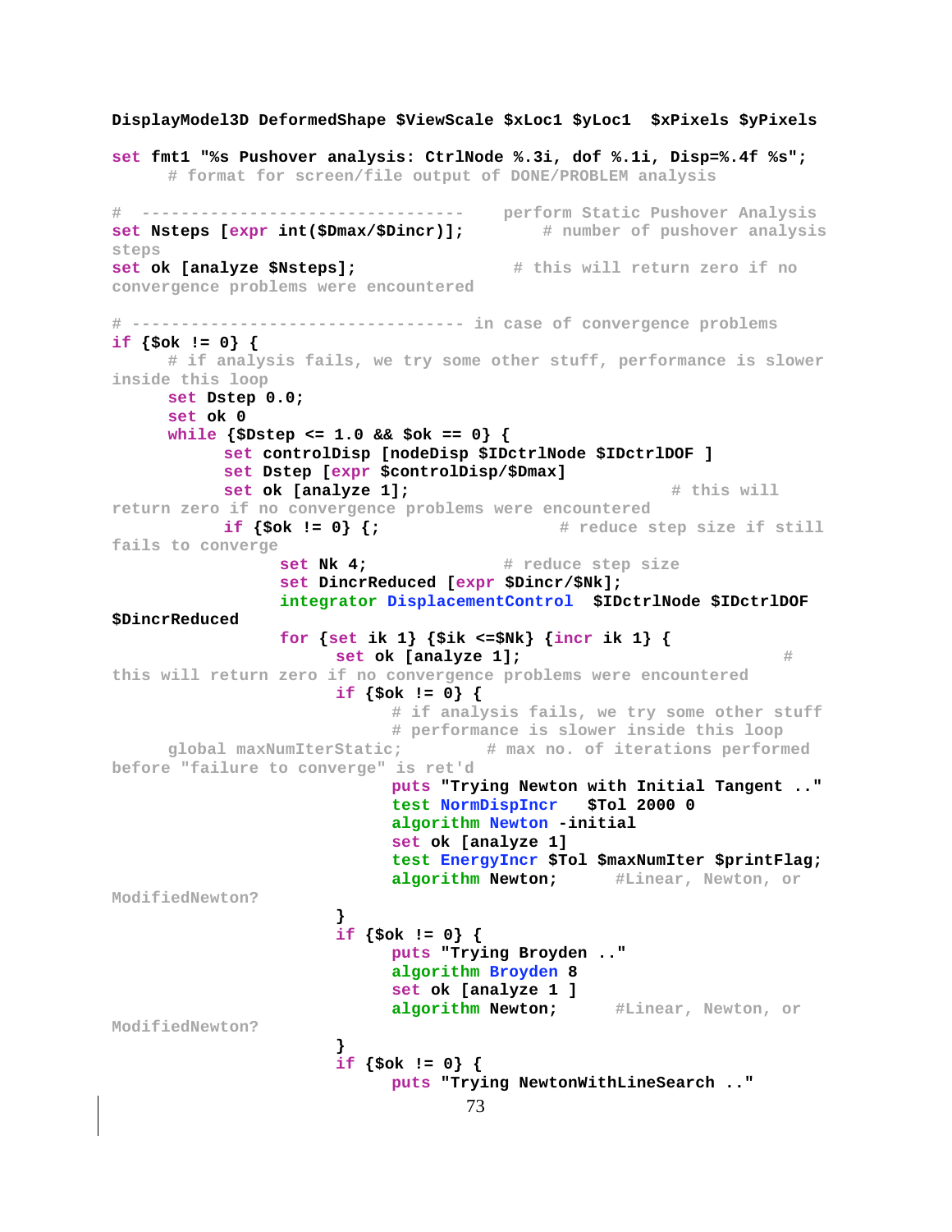```
DisplayModel3D DeformedShape $ViewScale $xLoc1 $yLoc1  $xPixels $yPixels

set fmt1 "%s Pushover analysis: CtrlNode %.3i, dof %.1i, Disp=%.4f %s";
	# format for screen/file output of DONE/PROBLEM analysis

#  ----------------------------------    perform Static Pushover Analysis
set Nsteps [expr int($Dmax/$Dincr)];        # number of pushover analysis steps
set ok [analyze $Nsteps];                  # this will return zero if no convergence problems were encountered

# ---------------------------------- in case of convergence problems
if {$ok != 0} {
	# if analysis fails, we try some other stuff, performance is slower inside this loop
	set Dstep 0.0;
	set ok 0
	while {$Dstep <= 1.0 && $ok == 0} {
		set controlDisp [nodeDisp $IDctrlNode $IDctrlDOF ]
		set Dstep [expr $controlDisp/$Dmax]
		set ok [analyze 1];                        # this will return zero if no convergence problems were encountered
		if {$ok != 0} {;                  # reduce step size if still fails to converge
			set Nk 4;              # reduce step size
			set DincrReduced [expr $Dincr/$Nk];
			integrator DisplacementControl  $IDctrlNode $IDctrlDOF $DincrReduced
			for {set ik 1} {$ik <=$Nk} {incr ik 1} {
				set ok [analyze 1];                            # this will return zero if no convergence problems were encountered
				if {$ok != 0} {
					# if analysis fails, we try some other stuff
					# performance is slower inside this loop
	global maxNumIterStatic;        # max no. of iterations performed before "failure to converge" is ret'd
					puts "Trying Newton with Initial Tangent .."
					test NormDispIncr   $Tol 2000 0
					algorithm Newton -initial
					set ok [analyze 1]
					test EnergyIncr $Tol $maxNumIter $printFlag;
					algorithm Newton;      #Linear, Newton, or ModifiedNewton?
				}
				if {$ok != 0} {
					puts "Trying Broyden .."
					algorithm Broyden 8
					set ok [analyze 1 ]
					algorithm Newton;      #Linear, Newton, or ModifiedNewton?
				}
				if {$ok != 0} {
					puts "Trying NewtonWithLineSearch .."
```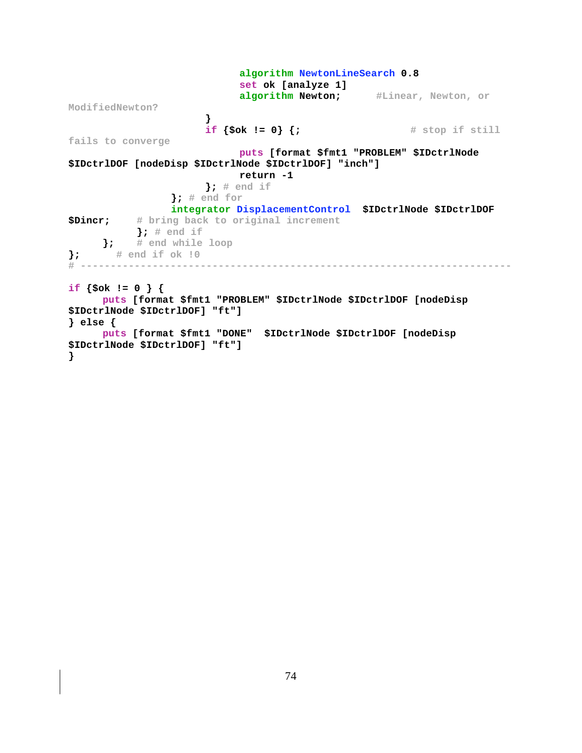```
                            algorithm NewtonLineSearch 0.8
                            set ok [analyze 1]
                            algorithm Newton;      #Linear, Newton, or ModifiedNewton?
                        }
                        if {$ok != 0} {;                  # stop if still fails to converge
                            puts [format $fmt1 "PROBLEM" $IDctrlNode $IDctrlDOF [nodeDisp $IDctrlNode $IDctrlDOF] "inch"]
                            return -1
                        }; # end if
                    }; # end for
                    integrator DisplacementControl  $IDctrlNode $IDctrlDOF $Dincr;     # bring back to original increment
                }; # end if
        };    # end while loop
};      # end if ok !0
# ------------------------------------------------------------------------

if {$ok != 0 } {
        puts [format $fmt1 "PROBLEM" $IDctrlNode $IDctrlDOF [nodeDisp $IDctrlNode $IDctrlDOF] "ft"]
} else {
        puts [format $fmt1 "DONE"  $IDctrlNode $IDctrlDOF [nodeDisp $IDctrlNode $IDctrlDOF] "ft"]
}
```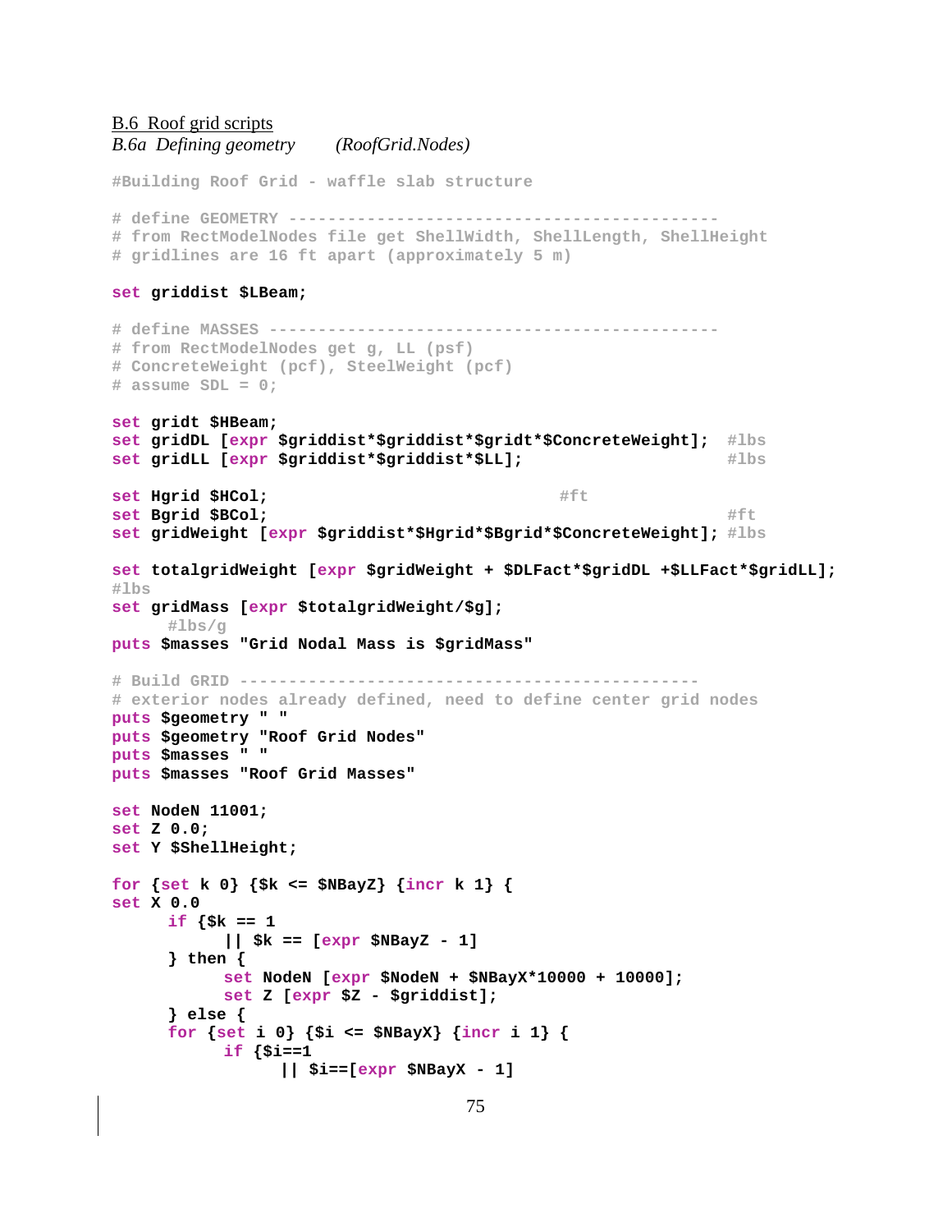B.6 Roof grid scripts

*B.6a Defining geometry (RoofGrid.Nodes)*

```
#Building Roof Grid - waffle slab structure

# define GEOMETRY -------------------------------------------
# from RectModelNodes file get ShellWidth, ShellLength, ShellHeight
# gridlines are 16 ft apart (approximately 5 m)

set griddist $LBeam;

# define MASSES ---------------------------------------------
# from RectModelNodes get g, LL (psf)
# ConcreteWeight (pcf), SteelWeight (pcf)
# assume SDL = 0;

set gridt $HBeam;
set gridDL [expr $griddist*$griddist*$gridt*$ConcreteWeight];  #lbs
set gridLL [expr $griddist*$griddist*$LL];                     #lbs

set Hgrid $HCol;                                  #ft
set Bgrid $BCol;                                               #ft
set gridWeight [expr $griddist*$Hgrid*$Bgrid*$ConcreteWeight]; #lbs

set totalgridWeight [expr $gridWeight + $DLFact*$gridDL +$LLFact*$gridLL];
#lbs
set gridMass [expr $totalgridWeight/$g];
     #lbs/g
puts $masses "Grid Nodal Mass is $gridMass"

# Build GRID ----------------------------------------------
# exterior nodes already defined, need to define center grid nodes
puts $geometry " "
puts $geometry "Roof Grid Nodes"
puts $masses " "
puts $masses "Roof Grid Masses"

set NodeN 11001;
set Z 0.0;
set Y $ShellHeight;

for {set k 0} {$k <= $NBayZ} {incr k 1} {
set X 0.0
     if {$k == 1
          || $k == [expr $NBayZ - 1]
     } then {
          set NodeN [expr $NodeN + $NBayX*10000 + 10000];
          set Z [expr $Z - $griddist];
     } else {
     for {set i 0} {$i <= $NBayX} {incr i 1} {
          if {$i==1
               || $i==[expr $NBayX - 1]
```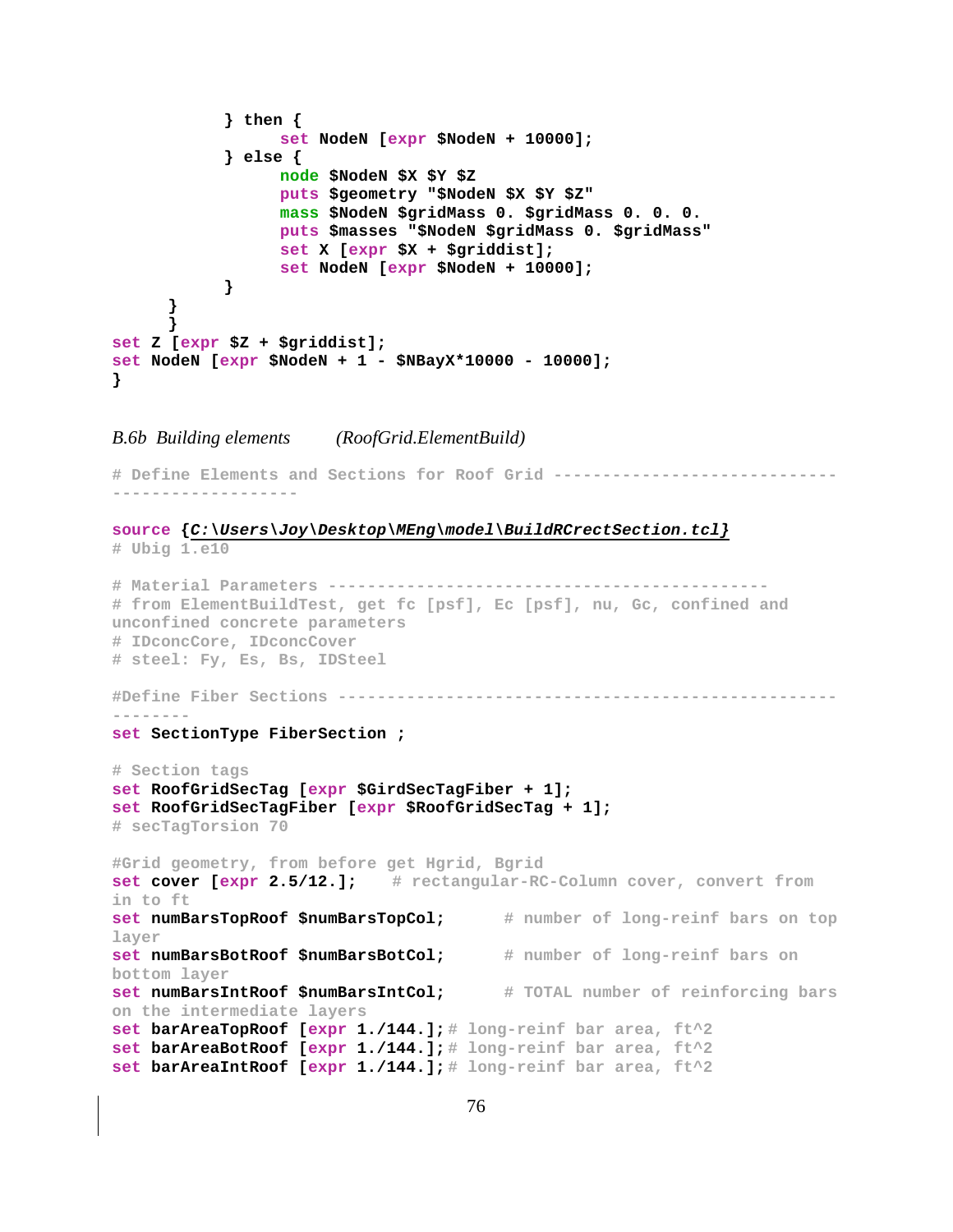```
		} then {
			set NodeN [expr $NodeN + 10000];
		} else {
			node $NodeN $X $Y $Z
			puts $geometry "$NodeN $X $Y $Z"
			mass $NodeN $gridMass 0. $gridMass 0. 0. 0.
			puts $masses "$NodeN $gridMass 0. $gridMass"
			set X [expr $X + $griddist];
			set NodeN [expr $NodeN + 10000];
		}
	}
	}
set Z [expr $Z + $griddist];
set NodeN [expr $NodeN + 1 - $NBayX*10000 - 10000];
}
```

*B.6b Building elements (RoofGrid.ElementBuild)*

```
# Define Elements and Sections for Roof Grid -----------------------------------------------

source {C:\Users\Joy\Desktop\MEng\model\BuildRCrectSection.tcl}
# Ubig 1.e10

# Material Parameters --------------------------------------------
# from ElementBuildTest, get fc [psf], Ec [psf], nu, Gc, confined and unconfined concrete parameters
# IDconcCore, IDconcCover
# steel: Fy, Es, Bs, IDSteel

#Define Fiber Sections -----------------------------------------------------------
set SectionType FiberSection ;

# Section tags
set RoofGridSecTag [expr $GirdSecTagFiber + 1];
set RoofGridSecTagFiber [expr $RoofGridSecTag + 1];
# secTagTorsion 70

#Grid geometry, from before get Hgrid, Bgrid
set cover [expr 2.5/12.];    # rectangular-RC-Column cover, convert from in to ft
set numBarsTopRoof $numBarsTopCol;      # number of long-reinf bars on top layer
set numBarsBotRoof $numBarsBotCol;      # number of long-reinf bars on bottom layer
set numBarsIntRoof $numBarsIntCol;      # TOTAL number of reinforcing bars on the intermediate layers
set barAreaTopRoof [expr 1./144.];# long-reinf bar area, ft^2
set barAreaBotRoof [expr 1./144.];# long-reinf bar area, ft^2
set barAreaIntRoof [expr 1./144.];# long-reinf bar area, ft^2
```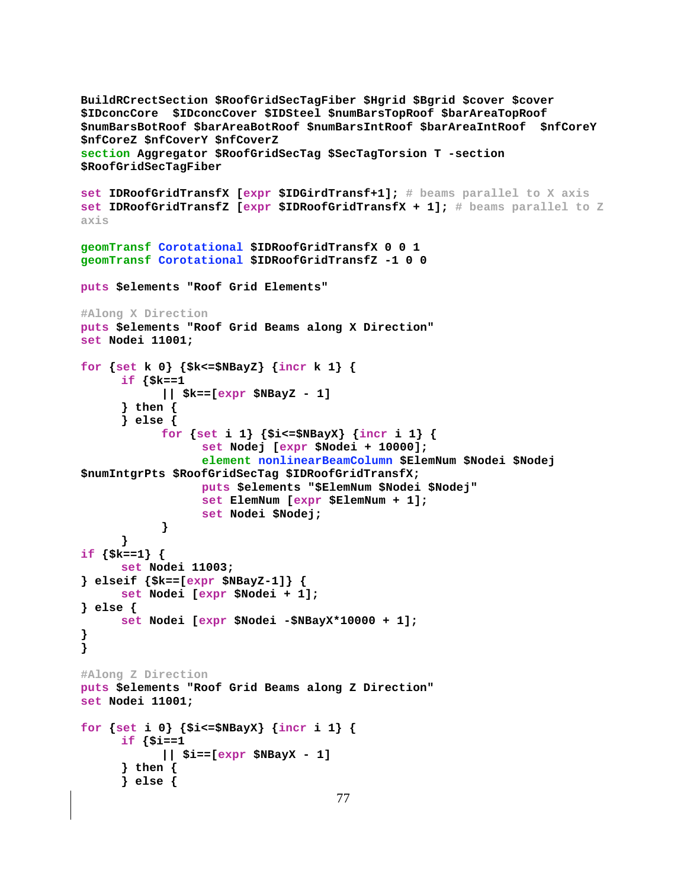```
BuildRCrectSection $RoofGridSecTagFiber $Hgrid $Bgrid $cover $cover
$IDconcCore  $IDconcCover $IDSteel $numBarsTopRoof $barAreaTopRoof
$numBarsBotRoof $barAreaBotRoof $numBarsIntRoof $barAreaIntRoof  $nfCoreY
$nfCoreZ $nfCoverY $nfCoverZ
section Aggregator $RoofGridSecTag $SecTagTorsion T -section
$RoofGridSecTagFiber

set IDRoofGridTransfX [expr $IDGirdTransf+1]; # beams parallel to X axis
set IDRoofGridTransfZ [expr $IDRoofGridTransfX + 1]; # beams parallel to Z
axis

geomTransf Corotational $IDRoofGridTransfX 0 0 1
geomTransf Corotational $IDRoofGridTransfZ -1 0 0

puts $elements "Roof Grid Elements"

#Along X Direction
puts $elements "Roof Grid Beams along X Direction"
set Nodei 11001;

for {set k 0} {$k<=$NBayZ} {incr k 1} {
      if {$k==1
            || $k==[expr $NBayZ - 1]
      } then {
      } else {
            for {set i 1} {$i<=$NBayX} {incr i 1} {
                  set Nodej [expr $Nodei + 10000];
                  element nonlinearBeamColumn $ElemNum $Nodei $Nodej
$numIntgrPts $RoofGridSecTag $IDRoofGridTransfX;
                  puts $elements "$ElemNum $Nodei $Nodej"
                  set ElemNum [expr $ElemNum + 1];
                  set Nodei $Nodej;
            }
      }
if {$k==1} {
      set Nodei 11003;
} elseif {$k==[expr $NBayZ-1]} {
      set Nodei [expr $Nodei + 1];
} else {
      set Nodei [expr $Nodei -$NBayX*10000 + 1];
}
}

#Along Z Direction
puts $elements "Roof Grid Beams along Z Direction"
set Nodei 11001;

for {set i 0} {$i<=$NBayX} {incr i 1} {
      if {$i==1
            || $i==[expr $NBayX - 1]
      } then {
      } else {
```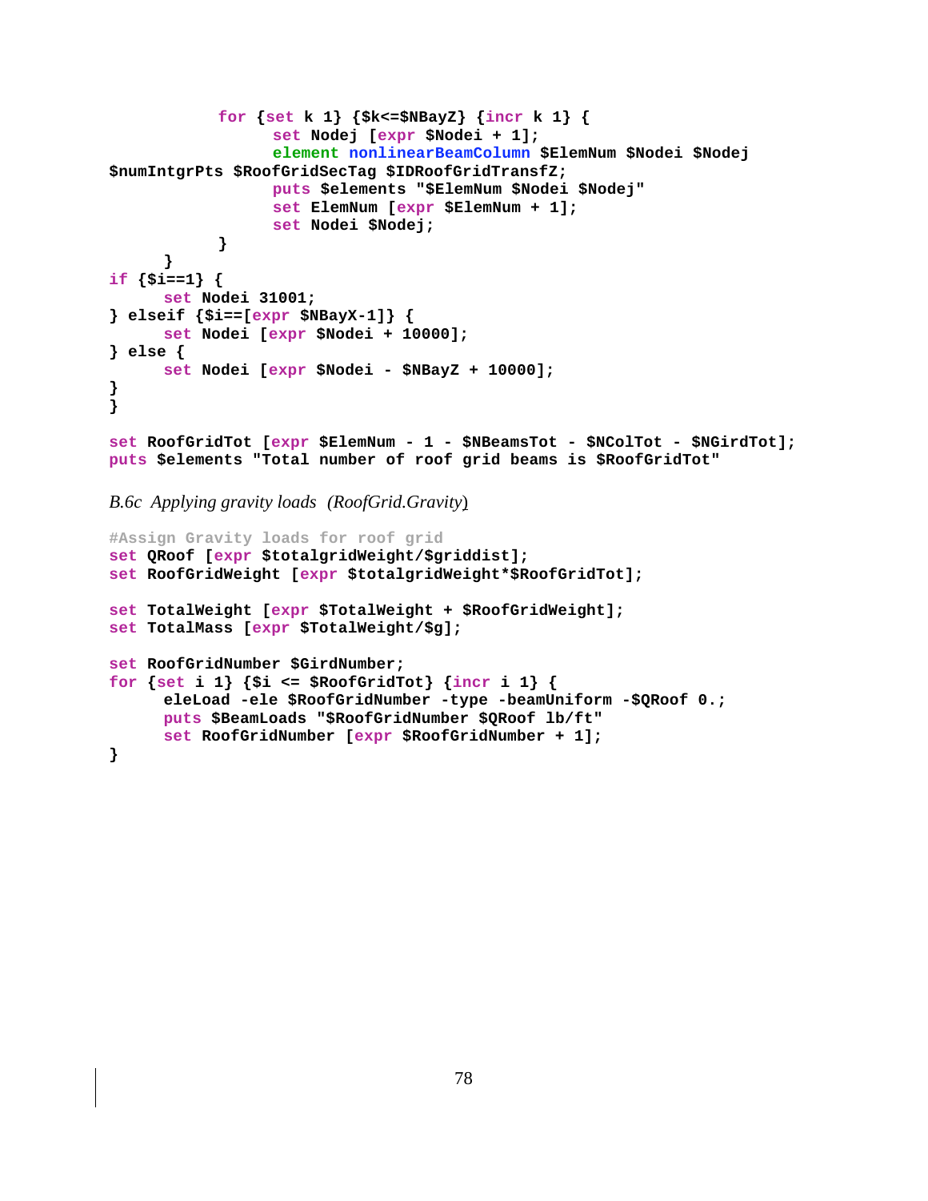```
			for {set k 1} {$k<=$NBayZ} {incr k 1} {
				set Nodej [expr $Nodei + 1];
				element nonlinearBeamColumn $ElemNum $Nodei $Nodej 
$numIntgrPts $RoofGridSecTag $IDRoofGridTransfZ;
				puts $elements "$ElemNum $Nodei $Nodej"
				set ElemNum [expr $ElemNum + 1];
				set Nodei $Nodej;
			}
		}
if {$i==1} {
		set Nodei 31001;
} elseif {$i==[expr $NBayX-1]} {
		set Nodei [expr $Nodei + 10000];
} else {
		set Nodei [expr $Nodei - $NBayZ + 10000];
}
}

set RoofGridTot [expr $ElemNum - 1 - $NBeamsTot - $NColTot - $NGirdTot];
puts $elements "Total number of roof grid beams is $RoofGridTot"
```

*B.6c Applying gravity loads (RoofGrid.Gravity)*

```
#Assign Gravity loads for roof grid
set QRoof [expr $totalgridWeight/$griddist];
set RoofGridWeight [expr $totalgridWeight*$RoofGridTot];

set TotalWeight [expr $TotalWeight + $RoofGridWeight];
set TotalMass [expr $TotalWeight/$g];

set RoofGridNumber $GirdNumber;
for {set i 1} {$i <= $RoofGridTot} {incr i 1} {
		eleLoad -ele $RoofGridNumber -type -beamUniform -$QRoof 0.;
		puts $BeamLoads "$RoofGridNumber $QRoof lb/ft"
		set RoofGridNumber [expr $RoofGridNumber + 1];
}
```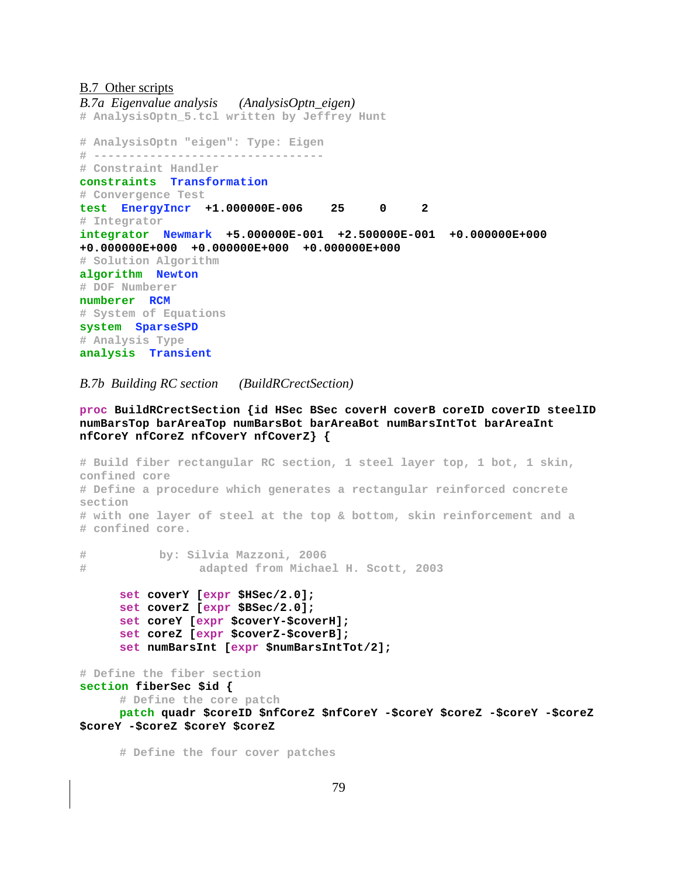B.7 Other scripts

*B.7a Eigenvalue analysis (AnalysisOptn_eigen)*

```
# AnalysisOptn_5.tcl written by Jeffrey Hunt

# AnalysisOptn "eigen": Type: Eigen
# ---------------------------------
# Constraint Handler
constraints  Transformation
# Convergence Test
test  EnergyIncr  +1.000000E-006    25    0    2
# Integrator
integrator  Newmark  +5.000000E-001  +2.500000E-001  +0.000000E+000
+0.000000E+000  +0.000000E+000  +0.000000E+000
# Solution Algorithm
algorithm  Newton
# DOF Numberer
numberer  RCM
# System of Equations
system  SparseSPD
# Analysis Type
analysis  Transient
```

*B.7b Building RC section (BuildRCrectSection)*

```
proc BuildRCrectSection {id HSec BSec coverH coverB coreID coverID steelID
numBarsTop barAreaTop numBarsBot barAreaBot numBarsIntTot barAreaInt
nfCoreY nfCoreZ nfCoverY nfCoverZ} {

# Build fiber rectangular RC section, 1 steel layer top, 1 bot, 1 skin,
confined core
# Define a procedure which generates a rectangular reinforced concrete
section
# with one layer of steel at the top & bottom, skin reinforcement and a
# confined core.

#          by: Silvia Mazzoni, 2006
#                 adapted from Michael H. Scott, 2003

      set coverY [expr $HSec/2.0];
      set coverZ [expr $BSec/2.0];
      set coreY [expr $coverY-$coverH];
      set coreZ [expr $coverZ-$coverB];
      set numBarsInt [expr $numBarsIntTot/2];

# Define the fiber section
section fiberSec $id {
      # Define the core patch
      patch quadr $coreID $nfCoreZ $nfCoreY -$coreY $coreZ -$coreY -$coreZ
$coreY -$coreZ $coreY $coreZ

      # Define the four cover patches
```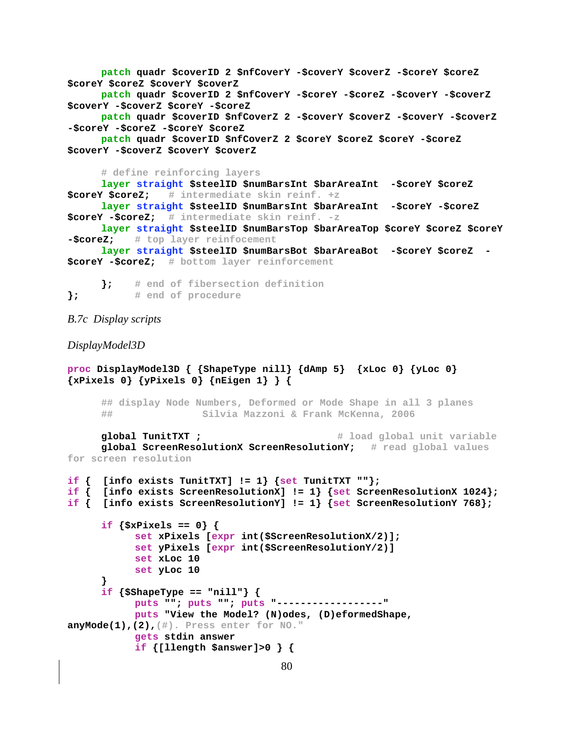```
	patch quadr $coverID 2 $nfCoverY -$coverY $coverZ -$coreY $coreZ $coreY $coreZ $coverY $coverZ
	patch quadr $coverID 2 $nfCoverY -$coreY -$coreZ -$coverY -$coverZ $coverY -$coverZ $coreY -$coreZ
	patch quadr $coverID $nfCoverZ 2 -$coverY $coverZ -$coverY -$coverZ -$coreY -$coreZ -$coreY $coreZ
	patch quadr $coverID $nfCoverZ 2 $coreY $coreZ $coreY -$coreZ $coverY -$coverZ $coverY $coverZ

	# define reinforcing layers
	layer straight $steelID $numBarsInt $barAreaInt  -$coreY $coreZ $coreY $coreZ;	# intermediate skin reinf. +z
	layer straight $steelID $numBarsInt $barAreaInt  -$coreY -$coreZ $coreY -$coreZ;	# intermediate skin reinf. -z
	layer straight $steelID $numBarsTop $barAreaTop $coreY $coreZ $coreY -$coreZ;	# top layer reinfocement
	layer straight $steelID $numBarsBot $barAreaBot  -$coreY $coreZ  -$coreY -$coreZ;	# bottom layer reinforcement

	};	# end of fibersection definition
};		# end of procedure
```

*B.7c  Display scripts*

*DisplayModel3D*

```
proc DisplayModel3D { {ShapeType nill} {dAmp 5}  {xLoc 0} {yLoc 0} {xPixels 0} {yPixels 0} {nEigen 1} } {

	## display Node Numbers, Deformed or Mode Shape in all 3 planes
	##		Silvia Mazzoni & Frank McKenna, 2006

	global TunitTXT ;				# load global unit variable
	global ScreenResolutionX ScreenResolutionY;	# read global values for screen resolution

if {  [info exists TunitTXT] != 1} {set TunitTXT ""};
if {  [info exists ScreenResolutionX] != 1} {set ScreenResolutionX 1024};
if {  [info exists ScreenResolutionY] != 1} {set ScreenResolutionY 768};

	if {$xPixels == 0} {
		set xPixels [expr int($ScreenResolutionX/2)];
		set yPixels [expr int($ScreenResolutionY/2)]
		set xLoc 10
		set yLoc 10
	}
	if {$ShapeType == "nill"} {
		puts ""; puts ""; puts "------------------"
		puts "View the Model? (N)odes, (D)eformedShape, anyMode(1),(2),(#). Press enter for NO."
		gets stdin answer
		if {[llength $answer]>0 } {
```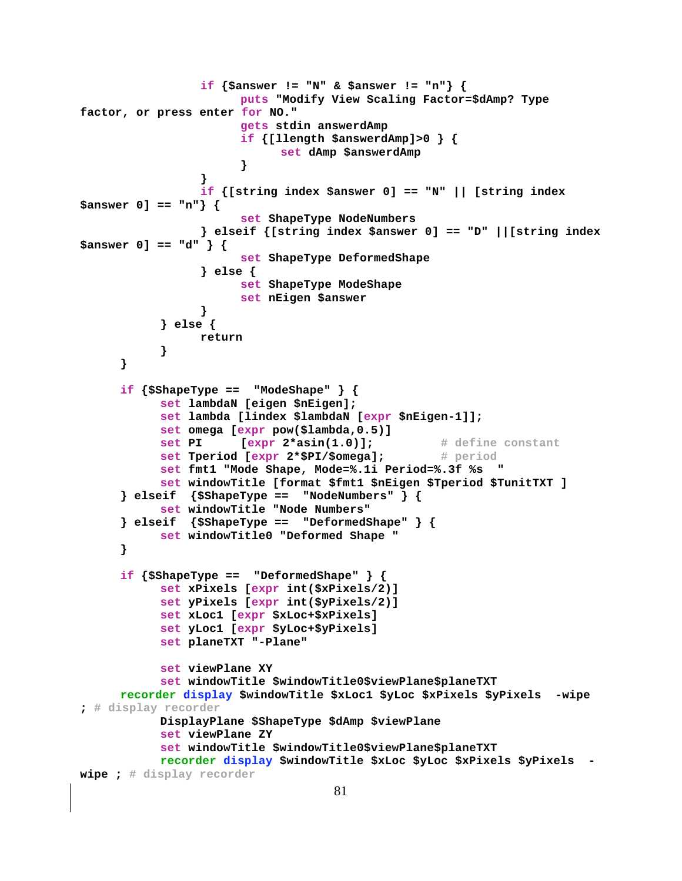```
                if {$answer != "N" & $answer != "n"} {
                        puts "Modify View Scaling Factor=$dAmp? Type factor, or press enter for NO."
                        gets stdin answerdAmp
                        if {[llength $answerdAmp]>0 } {
                                set dAmp $answerdAmp
                        }
                }
                if {[string index $answer 0] == "N" || [string index $answer 0] == "n"} {
                        set ShapeType NodeNumbers
                } elseif {[string index $answer 0] == "D" ||[string index $answer 0] == "d" } {
                        set ShapeType DeformedShape
                } else {
                        set ShapeType ModeShape
                        set nEigen $answer
                }
        } else {
                return
        }
    }

    if {$ShapeType ==  "ModeShape" } {
        set lambdaN [eigen $nEigen];
        set lambda [lindex $lambdaN [expr $nEigen-1]];
        set omega [expr pow($lambda,0.5)]
        set PI      [expr 2*asin(1.0)];         # define constant
        set Tperiod [expr 2*$PI/$omega];        # period
        set fmt1 "Mode Shape, Mode=%.1i Period=%.3f %s  "
        set windowTitle [format $fmt1 $nEigen $Tperiod $TunitTXT ]
    } elseif  {$ShapeType ==  "NodeNumbers" } {
        set windowTitle "Node Numbers"
    } elseif  {$ShapeType ==  "DeformedShape" } {
        set windowTitle0 "Deformed Shape "
    }

    if {$ShapeType ==  "DeformedShape" } {
        set xPixels [expr int($xPixels/2)]
        set yPixels [expr int($yPixels/2)]
        set xLoc1 [expr $xLoc+$xPixels]
        set yLoc1 [expr $yLoc+$yPixels]
        set planeTXT "-Plane"

        set viewPlane XY
        set windowTitle $windowTitle0$viewPlane$planeTXT
    recorder display $windowTitle $xLoc1 $yLoc $xPixels $yPixels  -wipe ; # display recorder
        DisplayPlane $ShapeType $dAmp $viewPlane
        set viewPlane ZY
        set windowTitle $windowTitle0$viewPlane$planeTXT
        recorder display $windowTitle $xLoc $yLoc $xPixels $yPixels  -wipe ; # display recorder
```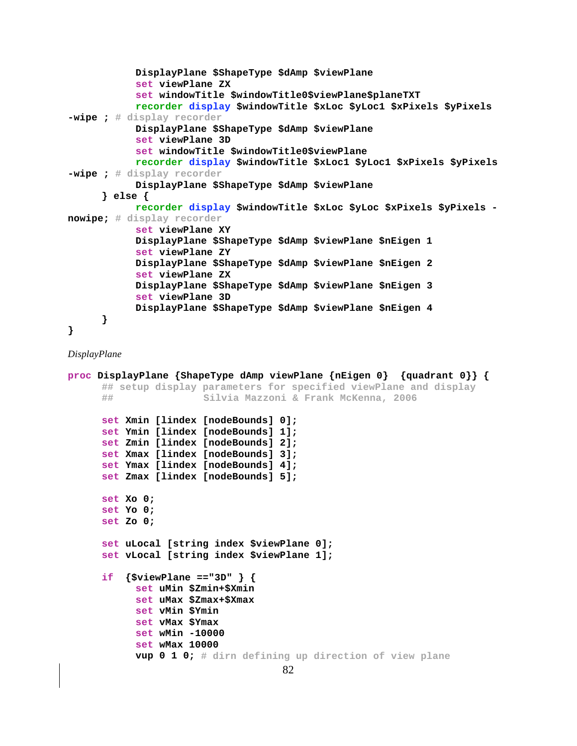```
			DisplayPlane $ShapeType $dAmp $viewPlane
			set viewPlane ZX
			set windowTitle $windowTitle0$viewPlane$planeTXT
			recorder display $windowTitle $xLoc $yLoc1 $xPixels $yPixels -wipe ; # display recorder
			DisplayPlane $ShapeType $dAmp $viewPlane
			set viewPlane 3D
			set windowTitle $windowTitle0$viewPlane
			recorder display $windowTitle $xLoc1 $yLoc1 $xPixels $yPixels -wipe ; # display recorder
			DisplayPlane $ShapeType $dAmp $viewPlane
	} else {
			recorder display $windowTitle $xLoc $yLoc $xPixels $yPixels -nowipe; # display recorder
			set viewPlane XY
			DisplayPlane $ShapeType $dAmp $viewPlane $nEigen 1
			set viewPlane ZY
			DisplayPlane $ShapeType $dAmp $viewPlane $nEigen 2
			set viewPlane ZX
			DisplayPlane $ShapeType $dAmp $viewPlane $nEigen 3
			set viewPlane 3D
			DisplayPlane $ShapeType $dAmp $viewPlane $nEigen 4
	}
}
```

*DisplayPlane*

```
proc DisplayPlane {ShapeType dAmp viewPlane {nEigen 0}  {quadrant 0}} {
	## setup display parameters for specified viewPlane and display
	##		Silvia Mazzoni & Frank McKenna, 2006

	set Xmin [lindex [nodeBounds] 0];
	set Ymin [lindex [nodeBounds] 1];
	set Zmin [lindex [nodeBounds] 2];
	set Xmax [lindex [nodeBounds] 3];
	set Ymax [lindex [nodeBounds] 4];
	set Zmax [lindex [nodeBounds] 5];

	set Xo 0;
	set Yo 0;
	set Zo 0;

	set uLocal [string index $viewPlane 0];
	set vLocal [string index $viewPlane 1];

	if  {$viewPlane =="3D" } {
			set uMin $Zmin+$Xmin
			set uMax $Zmax+$Xmax
			set vMin $Ymin
			set vMax $Ymax
			set wMin -10000
			set wMax 10000
			vup 0 1 0; # dirn defining up direction of view plane
```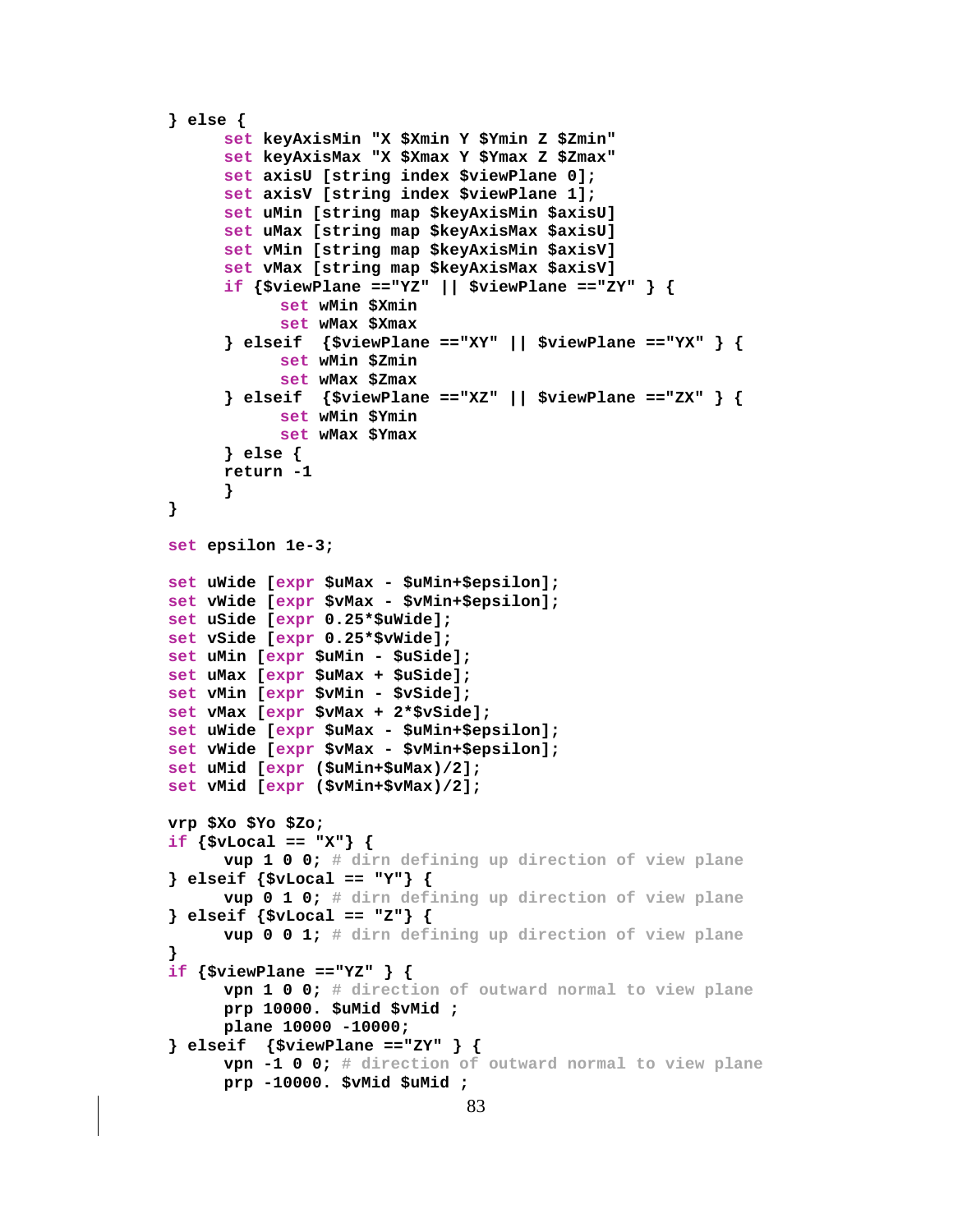```
    } else {
          set keyAxisMin "X $Xmin Y $Ymin Z $Zmin"
          set keyAxisMax "X $Xmax Y $Ymax Z $Zmax"
          set axisU [string index $viewPlane 0];
          set axisV [string index $viewPlane 1];
          set uMin [string map $keyAxisMin $axisU]
          set uMax [string map $keyAxisMax $axisU]
          set vMin [string map $keyAxisMin $axisV]
          set vMax [string map $keyAxisMax $axisV]
          if {$viewPlane =="YZ" || $viewPlane =="ZY" } {
                set wMin $Xmin
                set wMax $Xmax
          } elseif  {$viewPlane =="XY" || $viewPlane =="YX" } {
                set wMin $Zmin
                set wMax $Zmax
          } elseif  {$viewPlane =="XZ" || $viewPlane =="ZX" } {
                set wMin $Ymin
                set wMax $Ymax
          } else {
          return -1
          }
    }

    set epsilon 1e-3;

    set uWide [expr $uMax - $uMin+$epsilon];
    set vWide [expr $vMax - $vMin+$epsilon];
    set uSide [expr 0.25*$uWide];
    set vSide [expr 0.25*$vWide];
    set uMin [expr $uMin - $uSide];
    set uMax [expr $uMax + $uSide];
    set vMin [expr $vMin - $vSide];
    set vMax [expr $vMax + 2*$vSide];
    set uWide [expr $uMax - $uMin+$epsilon];
    set vWide [expr $vMax - $vMin+$epsilon];
    set uMid [expr ($uMin+$uMax)/2];
    set vMid [expr ($vMin+$vMax)/2];

    vrp $Xo $Yo $Zo;
    if {$vLocal == "X"} {
          vup 1 0 0; # dirn defining up direction of view plane
    } elseif {$vLocal == "Y"} {
          vup 0 1 0; # dirn defining up direction of view plane
    } elseif {$vLocal == "Z"} {
          vup 0 0 1; # dirn defining up direction of view plane
    }
    if {$viewPlane =="YZ" } {
          vpn 1 0 0; # direction of outward normal to view plane
          prp 10000. $uMid $vMid ;
          plane 10000 -10000;
    } elseif  {$viewPlane =="ZY" } {
          vpn -1 0 0; # direction of outward normal to view plane
          prp -10000. $vMid $uMid ;
```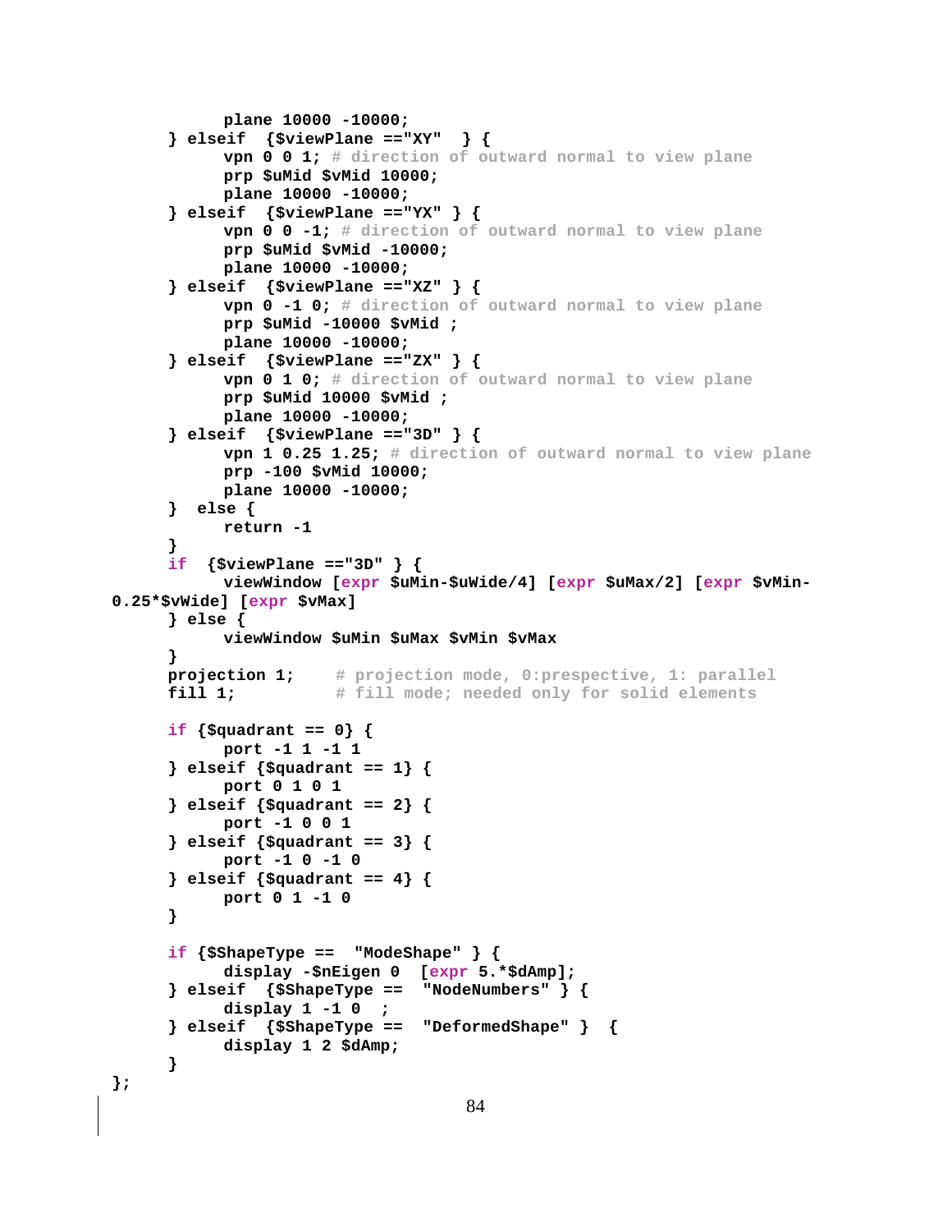```
            plane 10000 -10000;
      } elseif  {$viewPlane =="XY"  } {
            vpn 0 0 1; # direction of outward normal to view plane
            prp $uMid $vMid 10000;
            plane 10000 -10000;
      } elseif  {$viewPlane =="YX" } {
            vpn 0 0 -1; # direction of outward normal to view plane
            prp $uMid $vMid -10000;
            plane 10000 -10000;
      } elseif  {$viewPlane =="XZ" } {
            vpn 0 -1 0; # direction of outward normal to view plane
            prp $uMid -10000 $vMid ;
            plane 10000 -10000;
      } elseif  {$viewPlane =="ZX" } {
            vpn 0 1 0; # direction of outward normal to view plane
            prp $uMid 10000 $vMid ;
            plane 10000 -10000;
      } elseif  {$viewPlane =="3D" } {
            vpn 1 0.25 1.25; # direction of outward normal to view plane
            prp -100 $vMid 10000;
            plane 10000 -10000;
      }  else {
            return -1
      }
      if  {$viewPlane =="3D" } {
            viewWindow [expr $uMin-$uWide/4] [expr $uMax/2] [expr $vMin-
0.25*$vWide] [expr $vMax]
      } else {
            viewWindow $uMin $uMax $vMin $vMax
      }
      projection 1;     # projection mode, 0:prespective, 1: parallel
      fill 1;           # fill mode; needed only for solid elements

      if {$quadrant == 0} {
            port -1 1 -1 1
      } elseif {$quadrant == 1} {
            port 0 1 0 1
      } elseif {$quadrant == 2} {
            port -1 0 0 1
      } elseif {$quadrant == 3} {
            port -1 0 -1 0
      } elseif {$quadrant == 4} {
            port 0 1 -1 0
      }

      if {$ShapeType ==  "ModeShape" } {
            display -$nEigen 0  [expr 5.*$dAmp];
      } elseif  {$ShapeType ==  "NodeNumbers" } {
            display 1 -1 0  ;
      } elseif  {$ShapeType ==  "DeformedShape" }  {
            display 1 2 $dAmp;
      }
};
```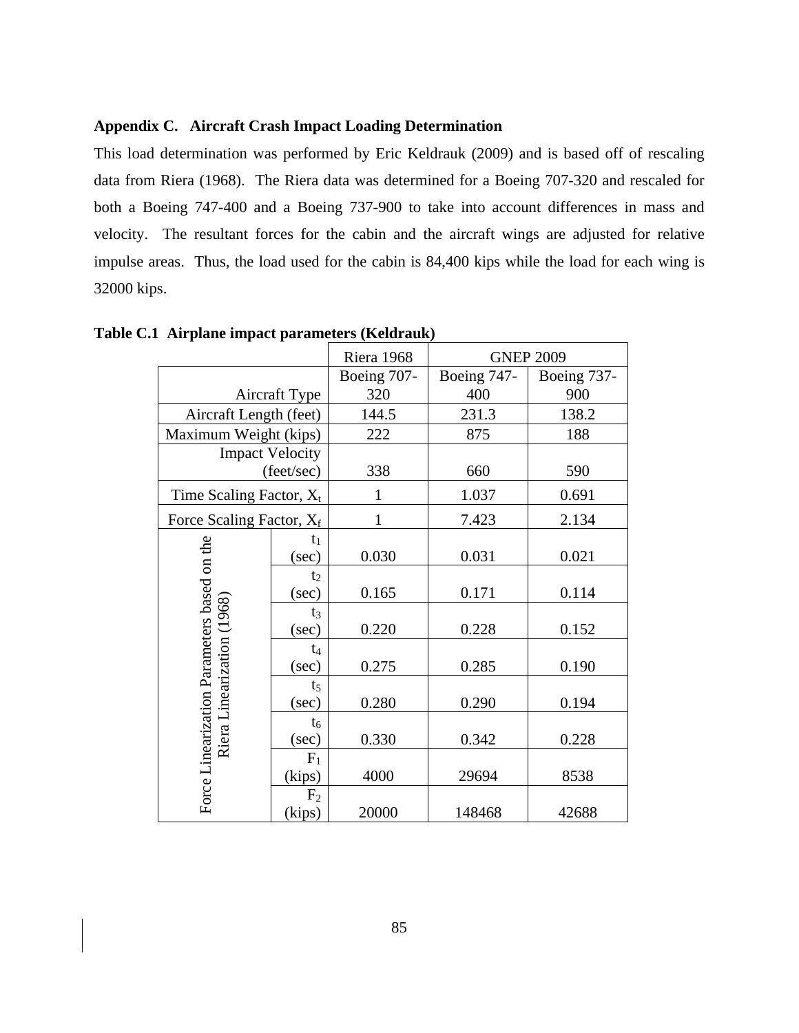### Appendix C. Aircraft Crash Impact Loading Determination

This load determination was performed by Eric Keldrauk (2009) and is based off of rescaling data from Riera (1968). The Riera data was determined for a Boeing 707-320 and rescaled for both a Boeing 747-400 and a Boeing 737-900 to take into account differences in mass and velocity. The resultant forces for the cabin and the aircraft wings are adjusted for relative impulse areas. Thus, the load used for the cabin is 84,400 kips while the load for each wing is 32000 kips.

**Table C.1 Airplane impact parameters (Keldrauk)**

| | | Riera 1968 | GNEP 2009 | |
|---|---|---|---|---|
| Aircraft Type | | Boeing 707-320 | Boeing 747-400 | Boeing 737-900 |
| Aircraft Length (feet) | | 144.5 | 231.3 | 138.2 |
| Maximum Weight (kips) | | 222 | 875 | 188 |
| Impact Velocity (feet/sec) | | 338 | 660 | 590 |
| Time Scaling Factor, $X_t$ | | 1 | 1.037 | 0.691 |
| Force Scaling Factor, $X_f$ | | 1 | 7.423 | 2.134 |
| Force Linearization Parameters based on the Riera Linearization (1968) | $t_1$ (sec) | 0.030 | 0.031 | 0.021 |
| | $t_2$ (sec) | 0.165 | 0.171 | 0.114 |
| | $t_3$ (sec) | 0.220 | 0.228 | 0.152 |
| | $t_4$ (sec) | 0.275 | 0.285 | 0.190 |
| | $t_5$ (sec) | 0.280 | 0.290 | 0.194 |
| | $t_6$ (sec) | 0.330 | 0.342 | 0.228 |
| | $F_1$ (kips) | 4000 | 29694 | 8538 |
| | $F_2$ (kips) | 20000 | 148468 | 42688 |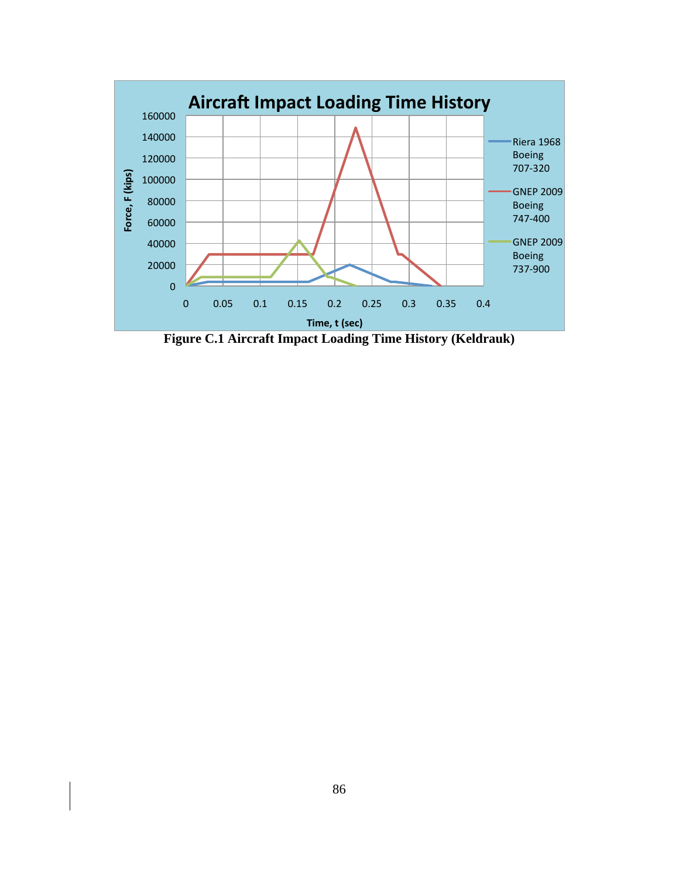Aircraft Impact Loading Time History

Force, F (kips)

160000
140000
120000
100000
80000
60000
40000
20000
0

0 0.05 0.1 0.15 0.2 0.25 0.3 0.35 0.4

Time, t (sec)

Riera 1968 Boeing 707-320

GNEP 2009 Boeing 747-400

GNEP 2009 Boeing 737-900

**Figure C.1 Aircraft Impact Loading Time History (Keldrauk)**